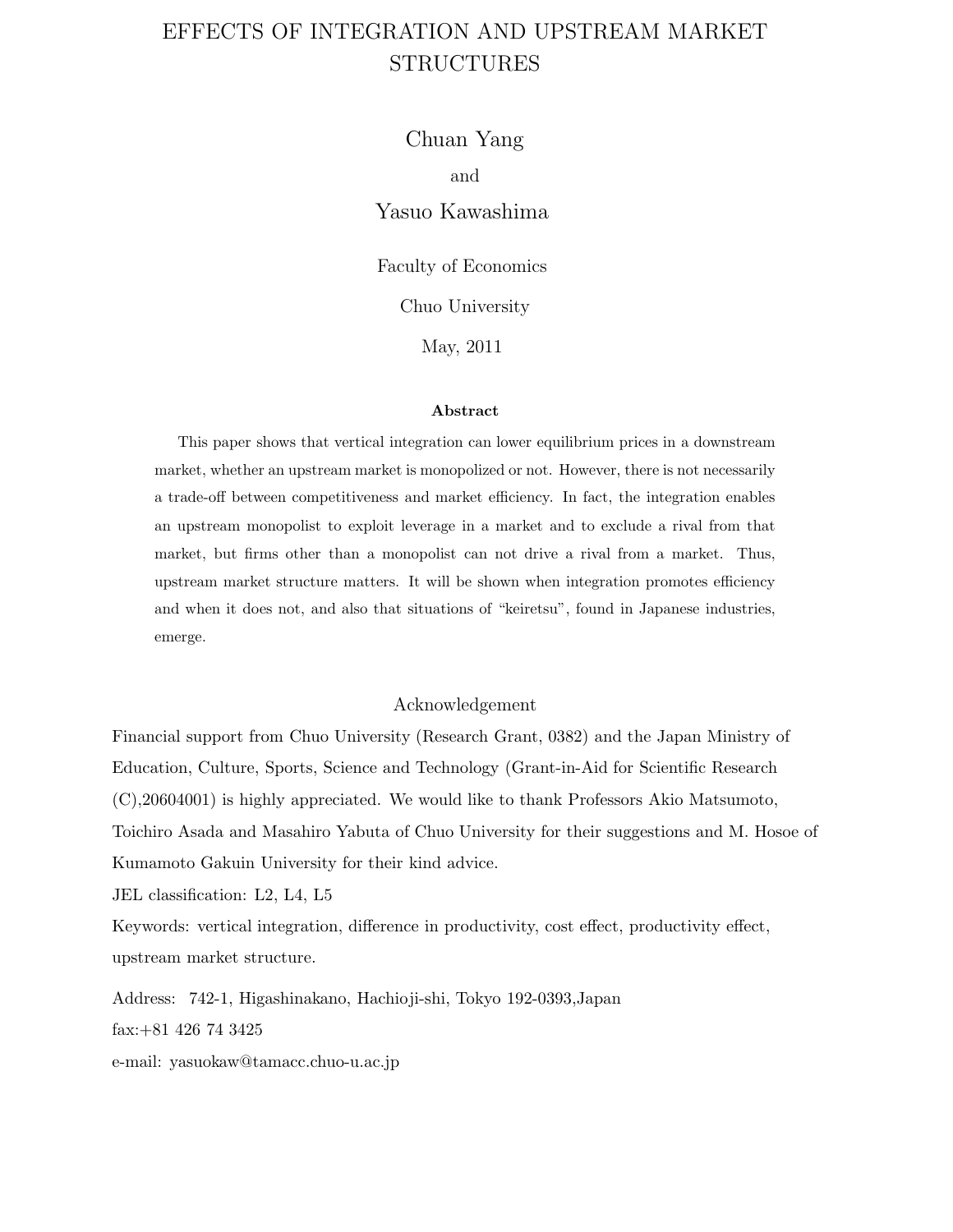# EFFECTS OF INTEGRATION AND UPSTREAM MARKET STRUCTURES

Chuan Yang

and

Yasuo Kawashima

Faculty of Economics

Chuo University

May, 2011

**Abstract**

This paper shows that vertical integration can lower equilibrium prices in a downstream market, whether an upstream market is monopolized or not. However, there is not necessarily a trade-off between competitiveness and market efficiency. In fact, the integration enables an upstream monopolist to exploit leverage in a market and to exclude a rival from that market, but firms other than a monopolist can not drive a rival from a market. Thus, upstream market structure matters. It will be shown when integration promotes efficiency and when it does not, and also that situations of "keiretsu", found in Japanese industries, emerge.

## Acknowledgement

Financial support from Chuo University (Research Grant, 0382) and the Japan Ministry of Education, Culture, Sports, Science and Technology (Grant-in-Aid for Scientific Research (C),20604001) is highly appreciated. We would like to thank Professors Akio Matsumoto, Toichiro Asada and Masahiro Yabuta of Chuo University for their suggestions and M. Hosoe of Kumamoto Gakuin University for their kind advice.

JEL classification: L2, L4, L5

Keywords: vertical integration, difference in productivity, cost effect, productivity effect, upstream market structure.

Address: 742-1, Higashinakano, Hachioji-shi, Tokyo 192-0393,Japan

fax:+81 426 74 3425

e-mail: yasuokaw@tamacc.chuo-u.ac.jp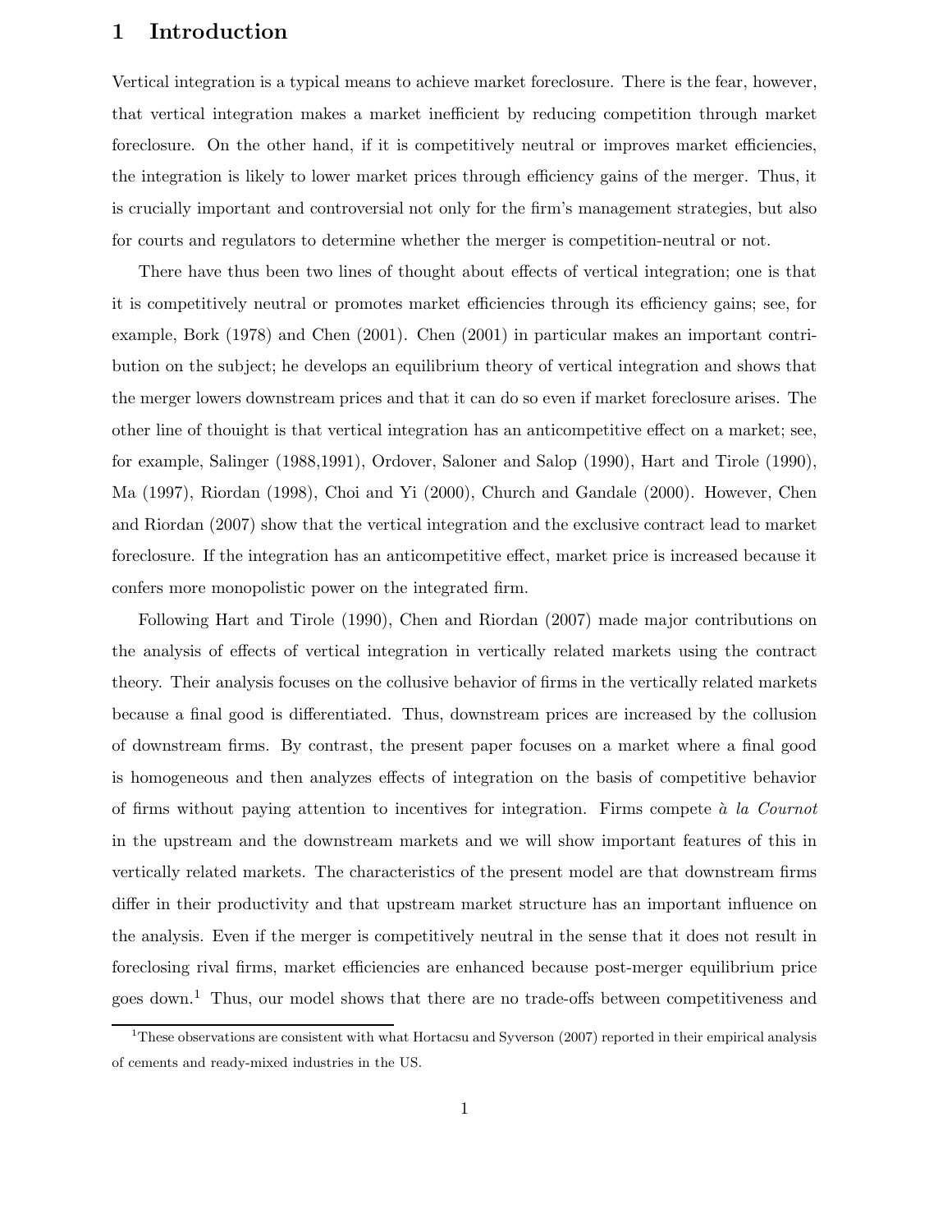# 1 Introduction

Vertical integration is a typical means to achieve market foreclosure. There is the fear, however, that vertical integration makes a market inefficient by reducing competition through market foreclosure. On the other hand, if it is competitively neutral or improves market efficiencies, the integration is likely to lower market prices through efficiency gains of the merger. Thus, it is crucially important and controversial not only for the firm's management strategies, but also for courts and regulators to determine whether the merger is competition-neutral or not.

There have thus been two lines of thought about effects of vertical integration; one is that it is competitively neutral or promotes market efficiencies through its efficiency gains; see, for example, Bork (1978) and Chen (2001). Chen (2001) in particular makes an important contribution on the subject; he develops an equilibrium theory of vertical integration and shows that the merger lowers downstream prices and that it can do so even if market foreclosure arises. The other line of thouight is that vertical integration has an anticompetitive effect on a market; see, for example, Salinger (1988,1991), Ordover, Saloner and Salop (1990), Hart and Tirole (1990), Ma (1997), Riordan (1998), Choi and Yi (2000), Church and Gandale (2000). However, Chen and Riordan (2007) show that the vertical integration and the exclusive contract lead to market foreclosure. If the integration has an anticompetitive effect, market price is increased because it confers more monopolistic power on the integrated firm.

Following Hart and Tirole (1990), Chen and Riordan (2007) made major contributions on the analysis of effects of vertical integration in vertically related markets using the contract theory. Their analysis focuses on the collusive behavior of firms in the vertically related markets because a final good is differentiated. Thus, downstream prices are increased by the collusion of downstream firms. By contrast, the present paper focuses on a market where a final good is homogeneous and then analyzes effects of integration on the basis of competitive behavior of firms without paying attention to incentives for integration. Firms compete *à la Cournot* in the upstream and the downstream markets and we will show important features of this in vertically related markets. The characteristics of the present model are that downstream firms differ in their productivity and that upstream market structure has an important influence on the analysis. Even if the merger is competitively neutral in the sense that it does not result in foreclosing rival firms, market efficiencies are enhanced because post-merger equilibrium price goes down.[1] Thus, our model shows that there are no trade-offs between competitiveness and

[1] These observations are consistent with what Hortacsu and Syverson (2007) reported in their empirical analysis of cements and ready-mixed industries in the US.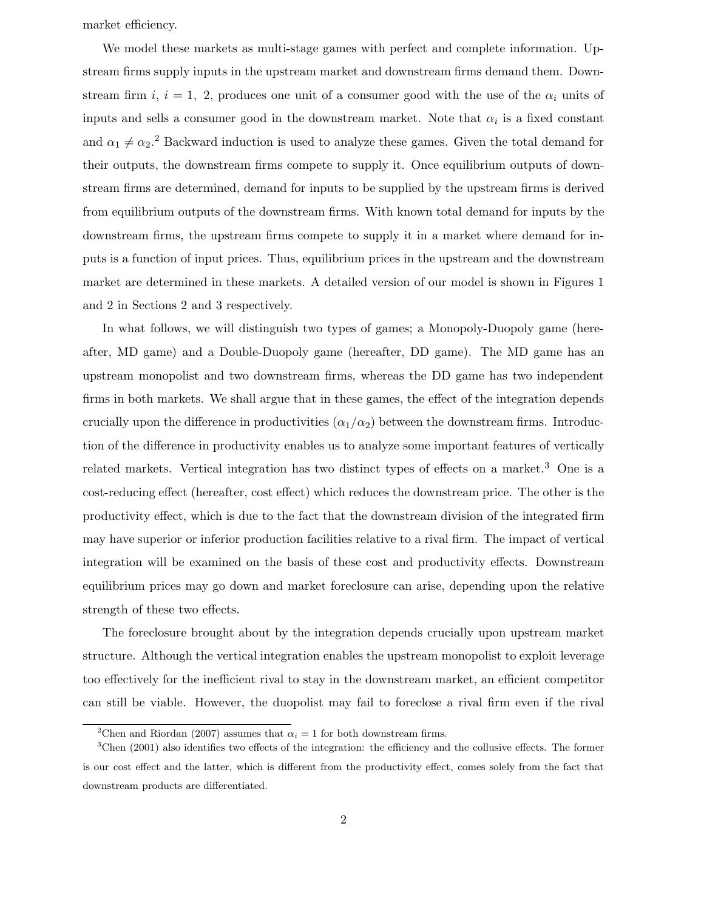market efficiency.

We model these markets as multi-stage games with perfect and complete information. Upstream firms supply inputs in the upstream market and downstream firms demand them. Downstream firm $i$, $i = 1,\ 2$, produces one unit of a consumer good with the use of the $\alpha_i$ units of inputs and sells a consumer good in the downstream market. Note that $\alpha_i$ is a fixed constant and $\alpha_1 \neq \alpha_2$.[2] Backward induction is used to analyze these games. Given the total demand for their outputs, the downstream firms compete to supply it. Once equilibrium outputs of downstream firms are determined, demand for inputs to be supplied by the upstream firms is derived from equilibrium outputs of the downstream firms. With known total demand for inputs by the downstream firms, the upstream firms compete to supply it in a market where demand for inputs is a function of input prices. Thus, equilibrium prices in the upstream and the downstream market are determined in these markets. A detailed version of our model is shown in Figures 1 and 2 in Sections 2 and 3 respectively.

In what follows, we will distinguish two types of games; a Monopoly-Duopoly game (hereafter, MD game) and a Double-Duopoly game (hereafter, DD game). The MD game has an upstream monopolist and two downstream firms, whereas the DD game has two independent firms in both markets. We shall argue that in these games, the effect of the integration depends crucially upon the difference in productivities ($\alpha_1/\alpha_2$) between the downstream firms. Introduction of the difference in productivity enables us to analyze some important features of vertically related markets. Vertical integration has two distinct types of effects on a market.[3] One is a cost-reducing effect (hereafter, cost effect) which reduces the downstream price. The other is the productivity effect, which is due to the fact that the downstream division of the integrated firm may have superior or inferior production facilities relative to a rival firm. The impact of vertical integration will be examined on the basis of these cost and productivity effects. Downstream equilibrium prices may go down and market foreclosure can arise, depending upon the relative strength of these two effects.

The foreclosure brought about by the integration depends crucially upon upstream market structure. Although the vertical integration enables the upstream monopolist to exploit leverage too effectively for the inefficient rival to stay in the downstream market, an efficient competitor can still be viable. However, the duopolist may fail to foreclose a rival firm even if the rival

---

[2] Chen and Riordan (2007) assumes that $\alpha_i = 1$ for both downstream firms.

[3] Chen (2001) also identifies two effects of the integration: the efficiency and the collusive effects. The former is our cost effect and the latter, which is different from the productivity effect, comes solely from the fact that downstream products are differentiated.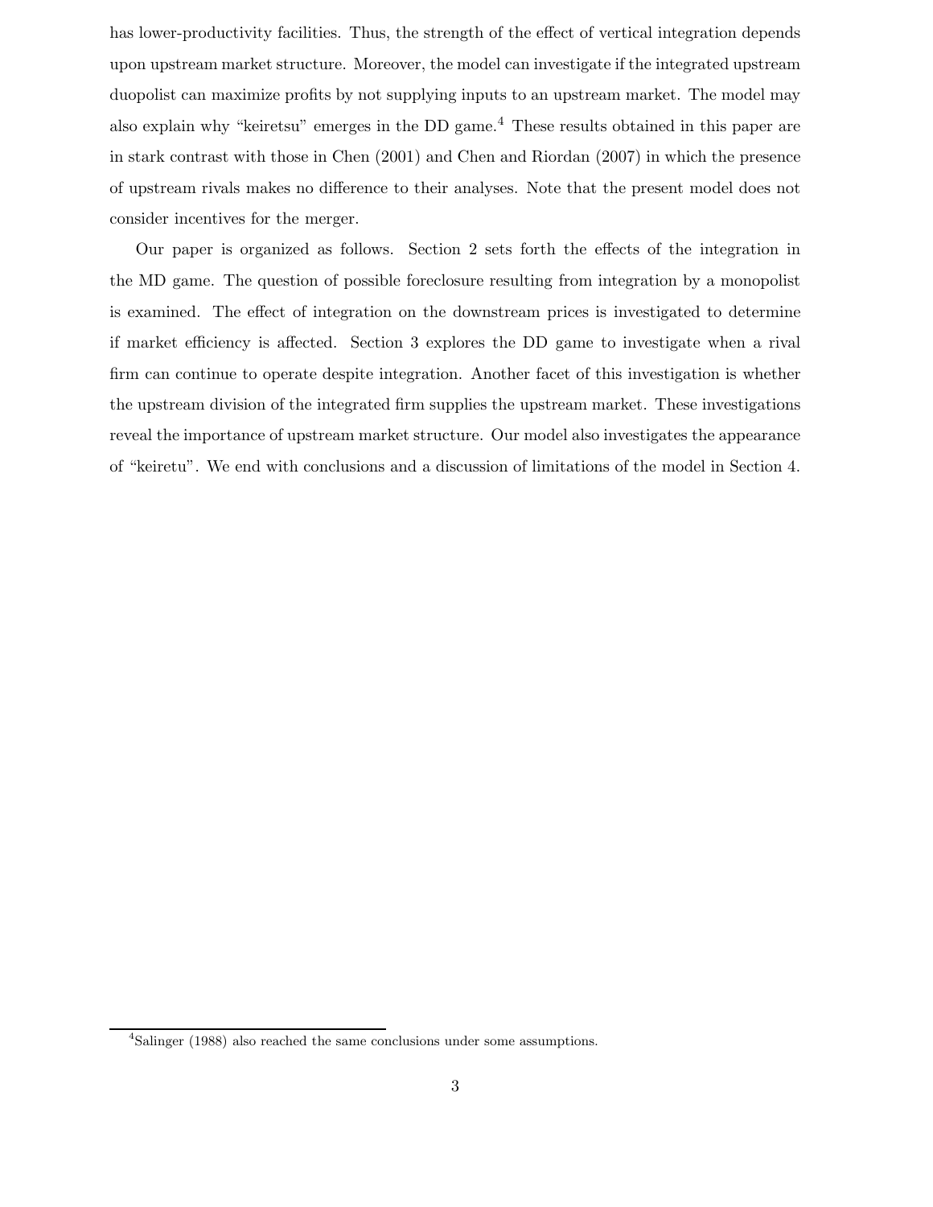has lower-productivity facilities. Thus, the strength of the effect of vertical integration depends upon upstream market structure. Moreover, the model can investigate if the integrated upstream duopolist can maximize profits by not supplying inputs to an upstream market. The model may also explain why "keiretsu" emerges in the DD game.[4] These results obtained in this paper are in stark contrast with those in Chen (2001) and Chen and Riordan (2007) in which the presence of upstream rivals makes no difference to their analyses. Note that the present model does not consider incentives for the merger.

Our paper is organized as follows. Section 2 sets forth the effects of the integration in the MD game. The question of possible foreclosure resulting from integration by a monopolist is examined. The effect of integration on the downstream prices is investigated to determine if market efficiency is affected. Section 3 explores the DD game to investigate when a rival firm can continue to operate despite integration. Another facet of this investigation is whether the upstream division of the integrated firm supplies the upstream market. These investigations reveal the importance of upstream market structure. Our model also investigates the appearance of "keiretu". We end with conclusions and a discussion of limitations of the model in Section 4.

[4] Salinger (1988) also reached the same conclusions under some assumptions.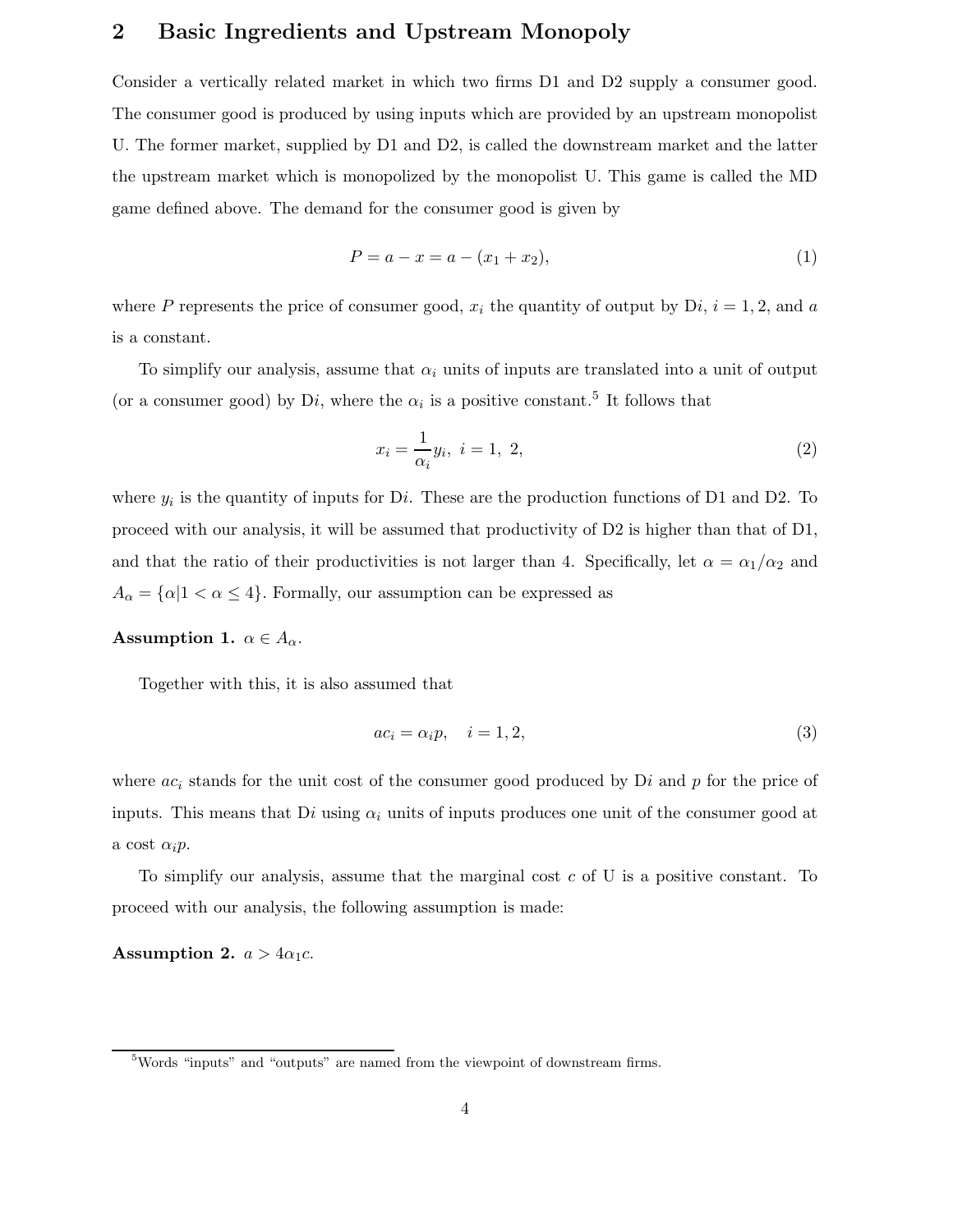## 2 Basic Ingredients and Upstream Monopoly

Consider a vertically related market in which two firms D1 and D2 supply a consumer good. The consumer good is produced by using inputs which are provided by an upstream monopolist U. The former market, supplied by D1 and D2, is called the downstream market and the latter the upstream market which is monopolized by the monopolist U. This game is called the MD game defined above. The demand for the consumer good is given by

$$P = a - x = a - (x_1 + x_2), \tag{1}$$

where $P$ represents the price of consumer good, $x_i$ the quantity of output by D$i$, $i = 1, 2$, and $a$ is a constant.

To simplify our analysis, assume that $\alpha_i$ units of inputs are translated into a unit of output (or a consumer good) by D$i$, where the $\alpha_i$ is a positive constant.[5] It follows that

$$x_i = \frac{1}{\alpha_i} y_i, \ i = 1, \ 2, \tag{2}$$

where $y_i$ is the quantity of inputs for D$i$. These are the production functions of D1 and D2. To proceed with our analysis, it will be assumed that productivity of D2 is higher than that of D1, and that the ratio of their productivities is not larger than 4. Specifically, let $\alpha = \alpha_1/\alpha_2$ and $A_\alpha = \{\alpha | 1 < \alpha \leq 4\}$. Formally, our assumption can be expressed as

**Assumption 1.** $\alpha \in A_\alpha$.

Together with this, it is also assumed that

$$ac_i = \alpha_i p, \quad i = 1, 2, \tag{3}$$

where $ac_i$ stands for the unit cost of the consumer good produced by D$i$ and $p$ for the price of inputs. This means that D$i$ using $\alpha_i$ units of inputs produces one unit of the consumer good at a cost $\alpha_i p$.

To simplify our analysis, assume that the marginal cost $c$ of U is a positive constant. To proceed with our analysis, the following assumption is made:

**Assumption 2.** $a > 4\alpha_1 c$.

[5] Words "inputs" and "outputs" are named from the viewpoint of downstream firms.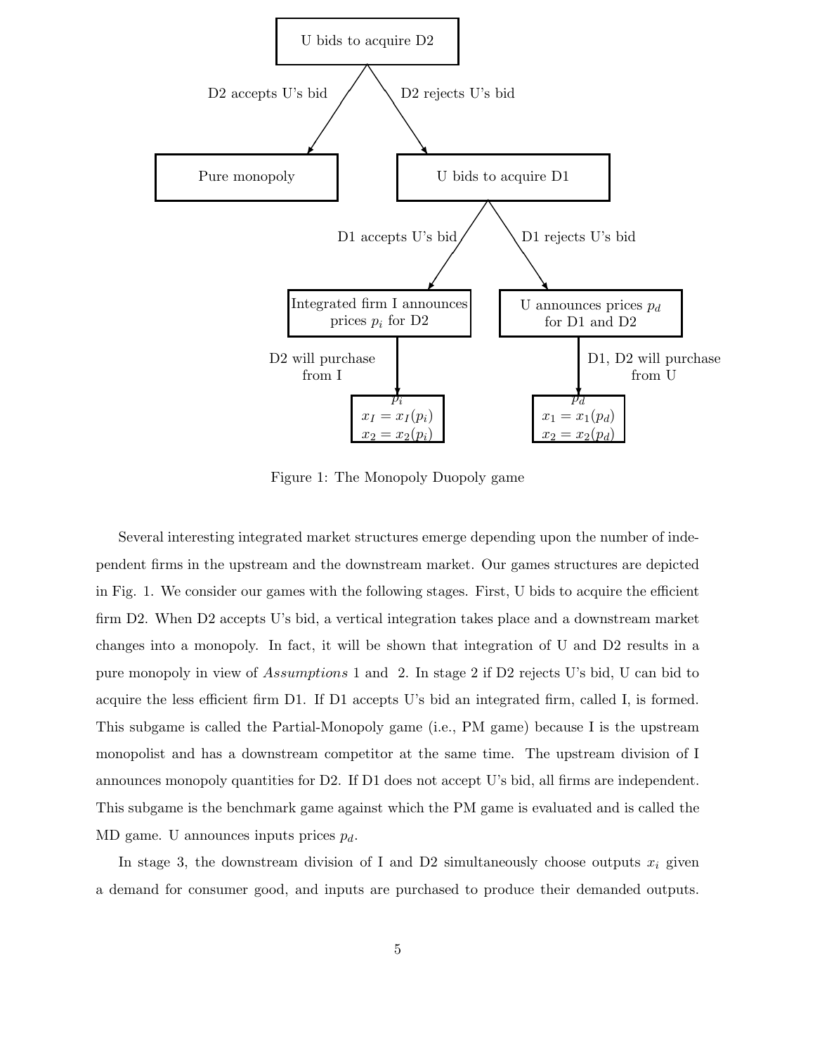Figure 1: The Monopoly Duopoly game

Several interesting integrated market structures emerge depending upon the number of independent firms in the upstream and the downstream market. Our games structures are depicted in Fig. 1. We consider our games with the following stages. First, U bids to acquire the efficient firm D2. When D2 accepts U's bid, a vertical integration takes place and a downstream market changes into a monopoly. In fact, it will be shown that integration of U and D2 results in a pure monopoly in view of *Assumptions* 1 and 2. In stage 2 if D2 rejects U's bid, U can bid to acquire the less efficient firm D1. If D1 accepts U's bid an integrated firm, called I, is formed. This subgame is called the Partial-Monopoly game (i.e., PM game) because I is the upstream monopolist and has a downstream competitor at the same time. The upstream division of I announces monopoly quantities for D2. If D1 does not accept U's bid, all firms are independent. This subgame is the benchmark game against which the PM game is evaluated and is called the MD game. U announces inputs prices $p_d$.

In stage 3, the downstream division of I and D2 simultaneously choose outputs $x_i$ given a demand for consumer good, and inputs are purchased to produce their demanded outputs.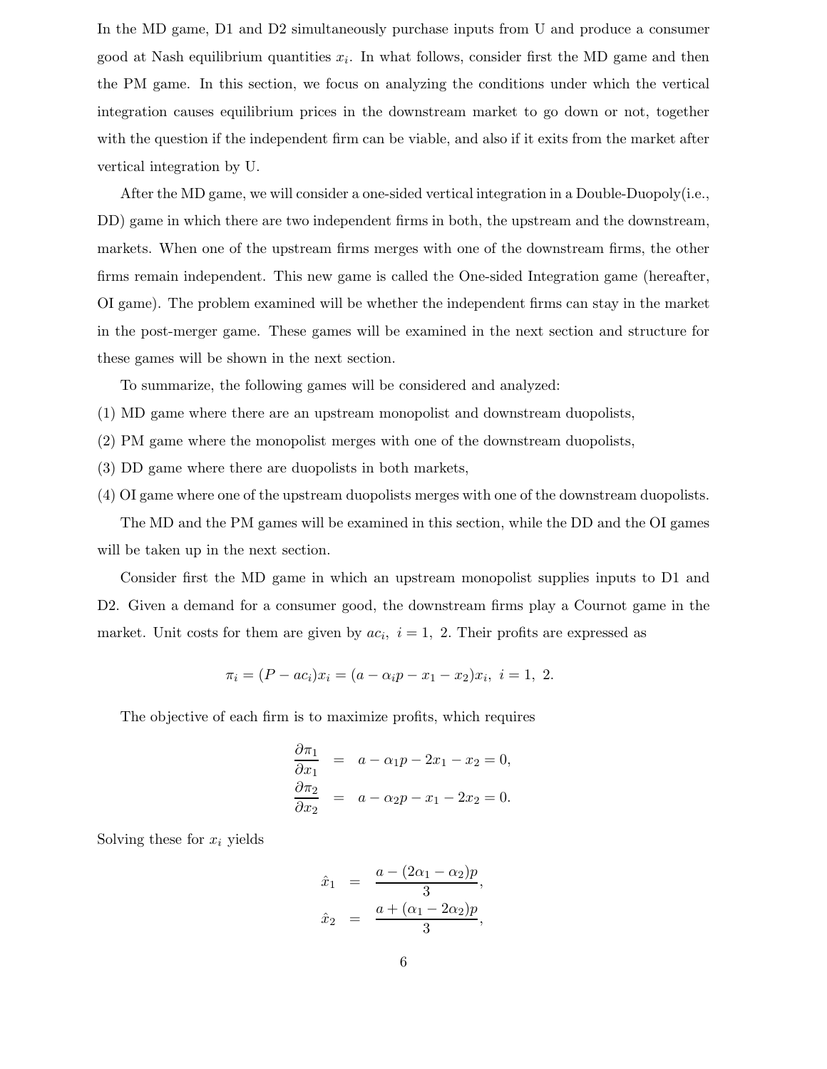In the MD game, D1 and D2 simultaneously purchase inputs from U and produce a consumer good at Nash equilibrium quantities $x_i$. In what follows, consider first the MD game and then the PM game. In this section, we focus on analyzing the conditions under which the vertical integration causes equilibrium prices in the downstream market to go down or not, together with the question if the independent firm can be viable, and also if it exits from the market after vertical integration by U.

After the MD game, we will consider a one-sided vertical integration in a Double-Duopoly(i.e., DD) game in which there are two independent firms in both, the upstream and the downstream, markets. When one of the upstream firms merges with one of the downstream firms, the other firms remain independent. This new game is called the One-sided Integration game (hereafter, OI game). The problem examined will be whether the independent firms can stay in the market in the post-merger game. These games will be examined in the next section and structure for these games will be shown in the next section.

To summarize, the following games will be considered and analyzed:

(1) MD game where there are an upstream monopolist and downstream duopolists,

(2) PM game where the monopolist merges with one of the downstream duopolists,

(3) DD game where there are duopolists in both markets,

(4) OI game where one of the upstream duopolists merges with one of the downstream duopolists.

The MD and the PM games will be examined in this section, while the DD and the OI games will be taken up in the next section.

Consider first the MD game in which an upstream monopolist supplies inputs to D1 and D2. Given a demand for a consumer good, the downstream firms play a Cournot game in the market. Unit costs for them are given by $ac_i,\ i = 1,\ 2$. Their profits are expressed as

$$\pi_i = (P - ac_i)x_i = (a - \alpha_i p - x_1 - x_2)x_i,\ i = 1,\ 2.$$

The objective of each firm is to maximize profits, which requires

$$\begin{aligned}
\frac{\partial \pi_1}{\partial x_1} &= a - \alpha_1 p - 2x_1 - x_2 = 0, \\
\frac{\partial \pi_2}{\partial x_2} &= a - \alpha_2 p - x_1 - 2x_2 = 0.
\end{aligned}$$

Solving these for $x_i$ yields

$$\begin{aligned}
\hat{x}_1 &= \frac{a - (2\alpha_1 - \alpha_2)p}{3}, \\
\hat{x}_2 &= \frac{a + (\alpha_1 - 2\alpha_2)p}{3},
\end{aligned}$$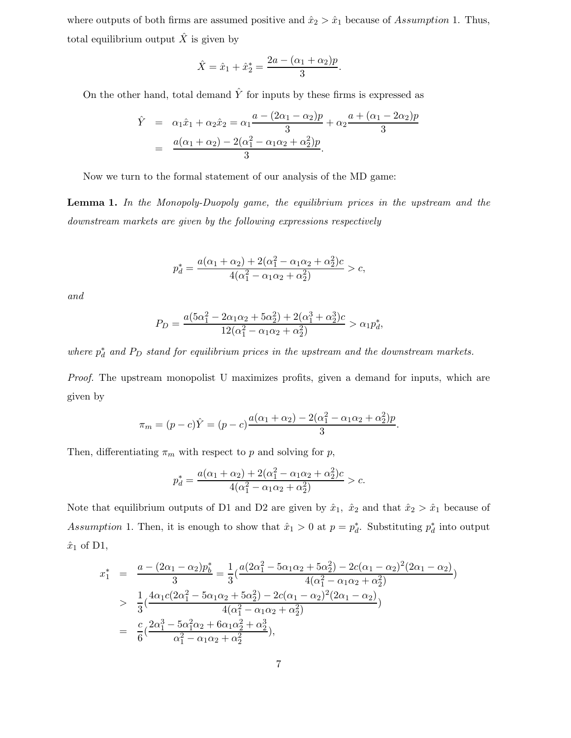where outputs of both firms are assumed positive and $\hat{x}_2 > \hat{x}_1$ because of *Assumption* 1. Thus, total equilibrium output $\hat{X}$ is given by

$$\hat{X} = \hat{x}_1 + \hat{x}_2^* = \frac{2a - (\alpha_1 + \alpha_2)p}{3}.$$

On the other hand, total demand $\hat{Y}$ for inputs by these firms is expressed as

$$\begin{aligned}
\hat{Y} &= \alpha_1 \hat{x}_1 + \alpha_2 \hat{x}_2 = \alpha_1 \frac{a - (2\alpha_1 - \alpha_2)p}{3} + \alpha_2 \frac{a + (\alpha_1 - 2\alpha_2)p}{3} \\
&= \frac{a(\alpha_1 + \alpha_2) - 2(\alpha_1^2 - \alpha_1\alpha_2 + \alpha_2^2)p}{3}.
\end{aligned}$$

Now we turn to the formal statement of our analysis of the MD game:

**Lemma 1.** *In the Monopoly-Duopoly game, the equilibrium prices in the upstream and the downstream markets are given by the following expressions respectively*

$$p_d^* = \frac{a(\alpha_1 + \alpha_2) + 2(\alpha_1^2 - \alpha_1\alpha_2 + \alpha_2^2)c}{4(\alpha_1^2 - \alpha_1\alpha_2 + \alpha_2^2)} > c,$$

*and*

$$P_D = \frac{a(5\alpha_1^2 - 2\alpha_1\alpha_2 + 5\alpha_2^2) + 2(\alpha_1^3 + \alpha_2^3)c}{12(\alpha_1^2 - \alpha_1\alpha_2 + \alpha_2^2)} > \alpha_1 p_d^*,$$

*where $p_d^*$ and $P_D$ stand for equilibrium prices in the upstream and the downstream markets.*

*Proof.* The upstream monopolist U maximizes profits, given a demand for inputs, which are given by

$$\pi_m = (p - c)\hat{Y} = (p - c)\frac{a(\alpha_1 + \alpha_2) - 2(\alpha_1^2 - \alpha_1\alpha_2 + \alpha_2^2)p}{3}.$$

Then, differentiating $\pi_m$ with respect to $p$ and solving for $p$,

$$p_d^* = \frac{a(\alpha_1 + \alpha_2) + 2(\alpha_1^2 - \alpha_1\alpha_2 + \alpha_2^2)c}{4(\alpha_1^2 - \alpha_1\alpha_2 + \alpha_2^2)} > c.$$

Note that equilibrium outputs of D1 and D2 are given by $\hat{x}_1$, $\hat{x}_2$ and that $\hat{x}_2 > \hat{x}_1$ because of *Assumption* 1. Then, it is enough to show that $\hat{x}_1 > 0$ at $p = p_d^*$. Substituting $p_d^*$ into output $\hat{x}_1$ of D1,

$$\begin{aligned}
x_1^* &= \frac{a - (2\alpha_1 - \alpha_2)p_b^*}{3} = \frac{1}{3}\left(\frac{a(2\alpha_1^2 - 5\alpha_1\alpha_2 + 5\alpha_2^2) - 2c(\alpha_1 - \alpha_2)^2(2\alpha_1 - \alpha_2)}{4(\alpha_1^2 - \alpha_1\alpha_2 + \alpha_2^2)}\right) \\
&> \frac{1}{3}\left(\frac{4\alpha_1 c(2\alpha_1^2 - 5\alpha_1\alpha_2 + 5\alpha_2^2) - 2c(\alpha_1 - \alpha_2)^2(2\alpha_1 - \alpha_2)}{4(\alpha_1^2 - \alpha_1\alpha_2 + \alpha_2^2)}\right) \\
&= \frac{c}{6}\left(\frac{2\alpha_1^3 - 5\alpha_1^2\alpha_2 + 6\alpha_1\alpha_2^2 + \alpha_2^3}{\alpha_1^2 - \alpha_1\alpha_2 + \alpha_2^2}\right),
\end{aligned}$$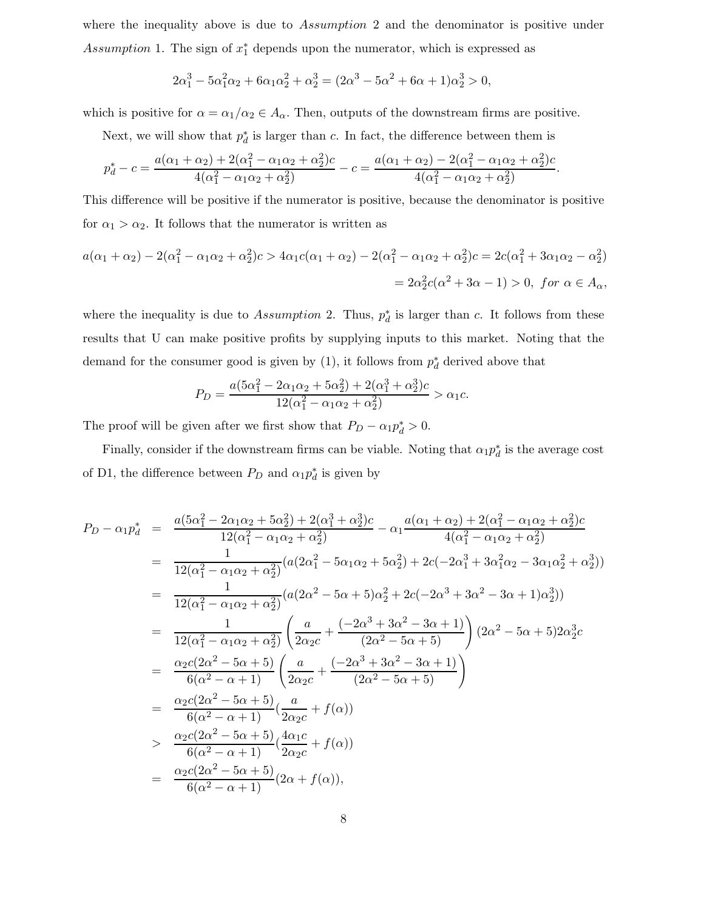where the inequality above is due to *Assumption* 2 and the denominator is positive under *Assumption* 1. The sign of $x_1^*$ depends upon the numerator, which is expressed as

$$2\alpha_1^3 - 5\alpha_1^2\alpha_2 + 6\alpha_1\alpha_2^2 + \alpha_2^3 = (2\alpha^3 - 5\alpha^2 + 6\alpha + 1)\alpha_2^3 > 0,$$

which is positive for $\alpha = \alpha_1/\alpha_2 \in A_\alpha$. Then, outputs of the downstream firms are positive.

Next, we will show that $p_d^*$ is larger than $c$. In fact, the difference between them is

$$p_d^* - c = \frac{a(\alpha_1 + \alpha_2) + 2(\alpha_1^2 - \alpha_1\alpha_2 + \alpha_2^2)c}{4(\alpha_1^2 - \alpha_1\alpha_2 + \alpha_2^2)} - c = \frac{a(\alpha_1 + \alpha_2) - 2(\alpha_1^2 - \alpha_1\alpha_2 + \alpha_2^2)c}{4(\alpha_1^2 - \alpha_1\alpha_2 + \alpha_2^2)}.$$

This difference will be positive if the numerator is positive, because the denominator is positive for $\alpha_1 > \alpha_2$. It follows that the numerator is written as

$$\begin{aligned} a(\alpha_1 + \alpha_2) - 2(\alpha_1^2 - \alpha_1\alpha_2 + \alpha_2^2)c > 4\alpha_1 c(\alpha_1 + \alpha_2) - 2(\alpha_1^2 - \alpha_1\alpha_2 + \alpha_2^2)c &= 2c(\alpha_1^2 + 3\alpha_1\alpha_2 - \alpha_2^2) \\ &= 2\alpha_2^2 c(\alpha^2 + 3\alpha - 1) > 0, \ \textit{for}\ \alpha \in A_\alpha, \end{aligned}$$

where the inequality is due to *Assumption* 2. Thus, $p_d^*$ is larger than $c$. It follows from these results that U can make positive profits by supplying inputs to this market. Noting that the demand for the consumer good is given by (1), it follows from $p_d^*$ derived above that

$$P_D = \frac{a(5\alpha_1^2 - 2\alpha_1\alpha_2 + 5\alpha_2^2) + 2(\alpha_1^3 + \alpha_2^3)c}{12(\alpha_1^2 - \alpha_1\alpha_2 + \alpha_2^2)} > \alpha_1 c.$$

The proof will be given after we first show that $P_D - \alpha_1 p_d^* > 0$.

Finally, consider if the downstream firms can be viable. Noting that $\alpha_1 p_d^*$ is the average cost of D1, the difference between $P_D$ and $\alpha_1 p_d^*$ is given by

$$\begin{aligned}
P_D - \alpha_1 p_d^* &= \frac{a(5\alpha_1^2 - 2\alpha_1\alpha_2 + 5\alpha_2^2) + 2(\alpha_1^3 + \alpha_2^3)c}{12(\alpha_1^2 - \alpha_1\alpha_2 + \alpha_2^2)} - \alpha_1 \frac{a(\alpha_1 + \alpha_2) + 2(\alpha_1^2 - \alpha_1\alpha_2 + \alpha_2^2)c}{4(\alpha_1^2 - \alpha_1\alpha_2 + \alpha_2^2)} \\
&= \frac{1}{12(\alpha_1^2 - \alpha_1\alpha_2 + \alpha_2^2)}(a(2\alpha_1^2 - 5\alpha_1\alpha_2 + 5\alpha_2^2) + 2c(-2\alpha_1^3 + 3\alpha_1^2\alpha_2 - 3\alpha_1\alpha_2^2 + \alpha_2^3)) \\
&= \frac{1}{12(\alpha_1^2 - \alpha_1\alpha_2 + \alpha_2^2)}(a(2\alpha^2 - 5\alpha + 5)\alpha_2^2 + 2c(-2\alpha^3 + 3\alpha^2 - 3\alpha + 1)\alpha_2^3)) \\
&= \frac{1}{12(\alpha_1^2 - \alpha_1\alpha_2 + \alpha_2^2)}\left(\frac{a}{2\alpha_2 c} + \frac{(-2\alpha^3 + 3\alpha^2 - 3\alpha + 1)}{(2\alpha^2 - 5\alpha + 5)}\right)(2\alpha^2 - 5\alpha + 5)2\alpha_2^3 c \\
&= \frac{\alpha_2 c(2\alpha^2 - 5\alpha + 5)}{6(\alpha^2 - \alpha + 1)}\left(\frac{a}{2\alpha_2 c} + \frac{(-2\alpha^3 + 3\alpha^2 - 3\alpha + 1)}{(2\alpha^2 - 5\alpha + 5)}\right) \\
&= \frac{\alpha_2 c(2\alpha^2 - 5\alpha + 5)}{6(\alpha^2 - \alpha + 1)}(\frac{a}{2\alpha_2 c} + f(\alpha)) \\
&> \frac{\alpha_2 c(2\alpha^2 - 5\alpha + 5)}{6(\alpha^2 - \alpha + 1)}(\frac{4\alpha_1 c}{2\alpha_2 c} + f(\alpha)) \\
&= \frac{\alpha_2 c(2\alpha^2 - 5\alpha + 5)}{6(\alpha^2 - \alpha + 1)}(2\alpha + f(\alpha)),
\end{aligned}$$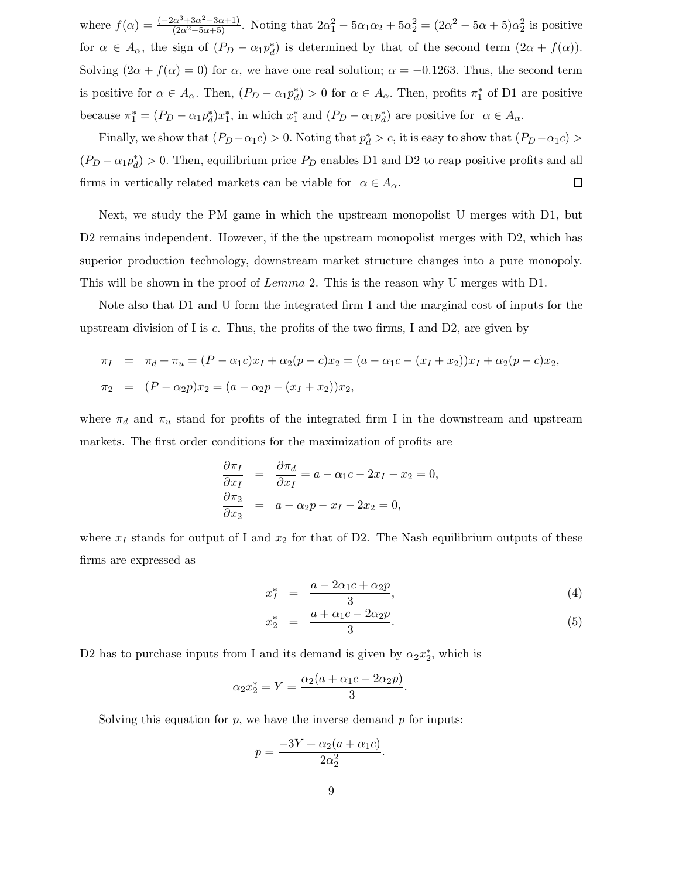where $f(\alpha) = \frac{(-2\alpha^3+3\alpha^2-3\alpha+1)}{(2\alpha^2-5\alpha+5)}$. Noting that $2\alpha_1^2 - 5\alpha_1\alpha_2 + 5\alpha_2^2 = (2\alpha^2 - 5\alpha + 5)\alpha_2^2$ is positive for $\alpha \in A_\alpha$, the sign of $(P_D - \alpha_1 p_d^*)$ is determined by that of the second term $(2\alpha + f(\alpha))$. Solving $(2\alpha + f(\alpha) = 0)$ for $\alpha$, we have one real solution; $\alpha = -0.1263$. Thus, the second term is positive for $\alpha \in A_\alpha$. Then, $(P_D - \alpha_1 p_d^*) > 0$ for $\alpha \in A_\alpha$. Then, profits $\pi_1^*$ of D1 are positive because $\pi_1^* = (P_D - \alpha_1 p_d^*)x_1^*$, in which $x_1^*$ and $(P_D - \alpha_1 p_d^*)$ are positive for $\alpha \in A_\alpha$.

Finally, we show that $(P_D - \alpha_1 c) > 0$. Noting that $p_d^* > c$, it is easy to show that $(P_D - \alpha_1 c) > (P_D - \alpha_1 p_d^*) > 0$. Then, equilibrium price $P_D$ enables D1 and D2 to reap positive profits and all firms in vertically related markets can be viable for $\alpha \in A_\alpha$. □

Next, we study the PM game in which the upstream monopolist U merges with D1, but D2 remains independent. However, if the the upstream monopolist merges with D2, which has superior production technology, downstream market structure changes into a pure monopoly. This will be shown in the proof of *Lemma* 2. This is the reason why U merges with D1.

Note also that D1 and U form the integrated firm I and the marginal cost of inputs for the upstream division of I is $c$. Thus, the profits of the two firms, I and D2, are given by

$$
\begin{aligned}
\pi_I &= \pi_d + \pi_u = (P - \alpha_1 c)x_I + \alpha_2(p - c)x_2 = (a - \alpha_1 c - (x_I + x_2))x_I + \alpha_2(p - c)x_2, \\
\pi_2 &= (P - \alpha_2 p)x_2 = (a - \alpha_2 p - (x_I + x_2))x_2,
\end{aligned}
$$

where $\pi_d$ and $\pi_u$ stand for profits of the integrated firm I in the downstream and upstream markets. The first order conditions for the maximization of profits are

$$
\begin{aligned}
\frac{\partial \pi_I}{\partial x_I} &= \frac{\partial \pi_d}{\partial x_I} = a - \alpha_1 c - 2x_I - x_2 = 0, \\
\frac{\partial \pi_2}{\partial x_2} &= a - \alpha_2 p - x_I - 2x_2 = 0,
\end{aligned}
$$

where $x_I$ stands for output of I and $x_2$ for that of D2. The Nash equilibrium outputs of these firms are expressed as

$$
x_I^* = \frac{a - 2\alpha_1 c + \alpha_2 p}{3}, \tag{4}
$$

$$
x_2^* = \frac{a + \alpha_1 c - 2\alpha_2 p}{3}. \tag{5}
$$

D2 has to purchase inputs from I and its demand is given by $\alpha_2 x_2^*$, which is

$$
\alpha_2 x_2^* = Y = \frac{\alpha_2(a + \alpha_1 c - 2\alpha_2 p)}{3}.
$$

Solving this equation for $p$, we have the inverse demand $p$ for inputs:

$$
p = \frac{-3Y + \alpha_2(a + \alpha_1 c)}{2\alpha_2^2}.
$$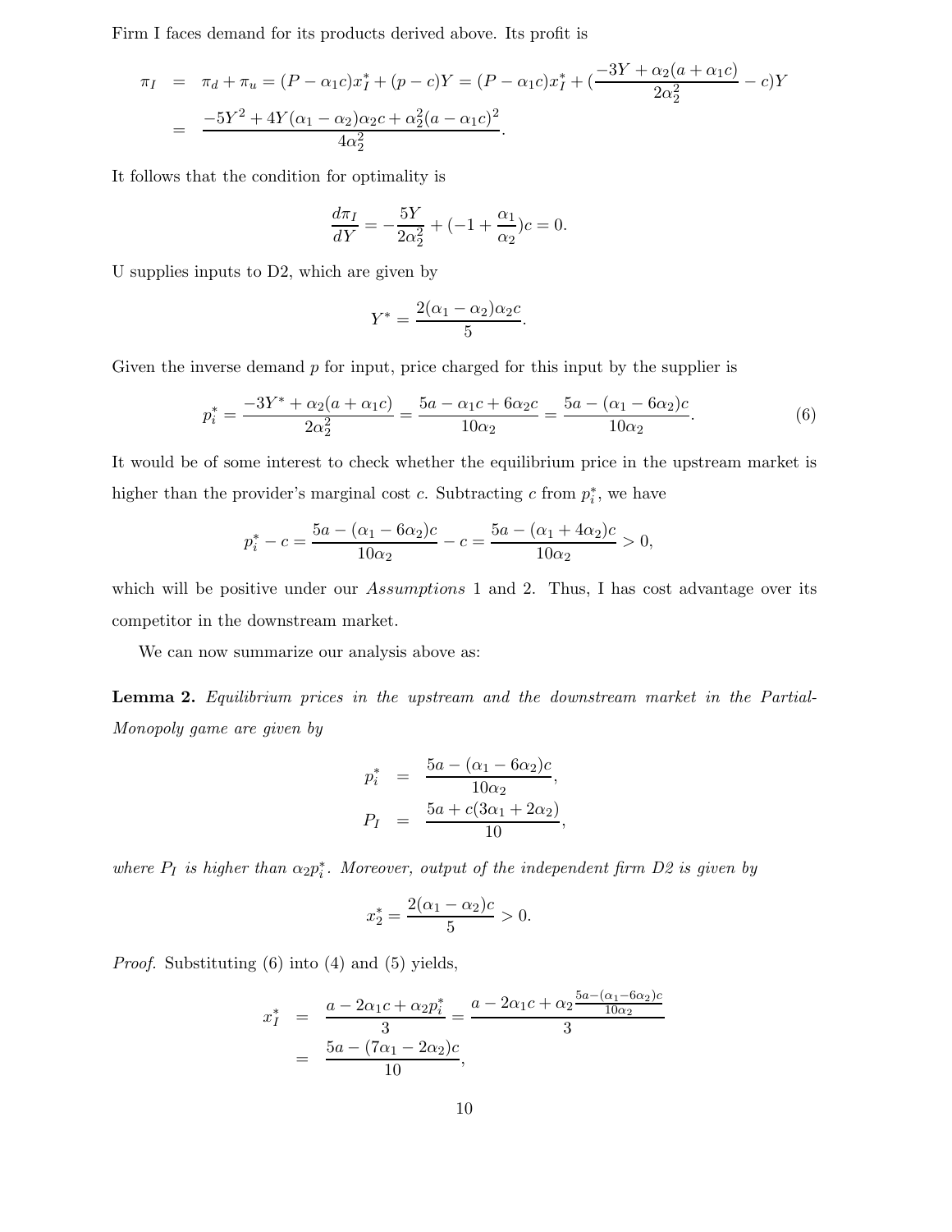Firm I faces demand for its products derived above. Its profit is

$$
\begin{aligned}
\pi_I &= \pi_d + \pi_u = (P - \alpha_1 c)x_I^* + (p - c)Y = (P - \alpha_1 c)x_I^* + (\frac{-3Y + \alpha_2(a + \alpha_1 c)}{2\alpha_2^2} - c)Y \\
&= \frac{-5Y^2 + 4Y(\alpha_1 - \alpha_2)\alpha_2 c + \alpha_2^2(a - \alpha_1 c)^2}{4\alpha_2^2}.
\end{aligned}
$$

It follows that the condition for optimality is

$$
\frac{d\pi_I}{dY} = -\frac{5Y}{2\alpha_2^2} + (-1 + \frac{\alpha_1}{\alpha_2})c = 0.
$$

U supplies inputs to D2, which are given by

$$
Y^* = \frac{2(\alpha_1 - \alpha_2)\alpha_2 c}{5}.
$$

Given the inverse demand $p$ for input, price charged for this input by the supplier is

$$
p_i^* = \frac{-3Y^* + \alpha_2(a + \alpha_1 c)}{2\alpha_2^2} = \frac{5a - \alpha_1 c + 6\alpha_2 c}{10\alpha_2} = \frac{5a - (\alpha_1 - 6\alpha_2)c}{10\alpha_2}. \tag{6}
$$

It would be of some interest to check whether the equilibrium price in the upstream market is higher than the provider's marginal cost $c$. Subtracting $c$ from $p_i^*$, we have

$$
p_i^* - c = \frac{5a - (\alpha_1 - 6\alpha_2)c}{10\alpha_2} - c = \frac{5a - (\alpha_1 + 4\alpha_2)c}{10\alpha_2} > 0,
$$

which will be positive under our *Assumptions* 1 and 2. Thus, I has cost advantage over its competitor in the downstream market.

We can now summarize our analysis above as:

**Lemma 2.** *Equilibrium prices in the upstream and the downstream market in the Partial-Monopoly game are given by*

$$
\begin{aligned}
p_i^* &= \frac{5a - (\alpha_1 - 6\alpha_2)c}{10\alpha_2}, \\
P_I &= \frac{5a + c(3\alpha_1 + 2\alpha_2)}{10},
\end{aligned}
$$

*where $P_I$ is higher than $\alpha_2 p_i^*$. Moreover, output of the independent firm D2 is given by*

$$
x_2^* = \frac{2(\alpha_1 - \alpha_2)c}{5} > 0.
$$

*Proof.* Substituting (6) into (4) and (5) yields,

$$
\begin{aligned}
x_I^* &= \frac{a - 2\alpha_1 c + \alpha_2 p_i^*}{3} = \frac{a - 2\alpha_1 c + \alpha_2 \frac{5a - (\alpha_1 - 6\alpha_2)c}{10\alpha_2}}{3} \\
&= \frac{5a - (7\alpha_1 - 2\alpha_2)c}{10},
\end{aligned}
$$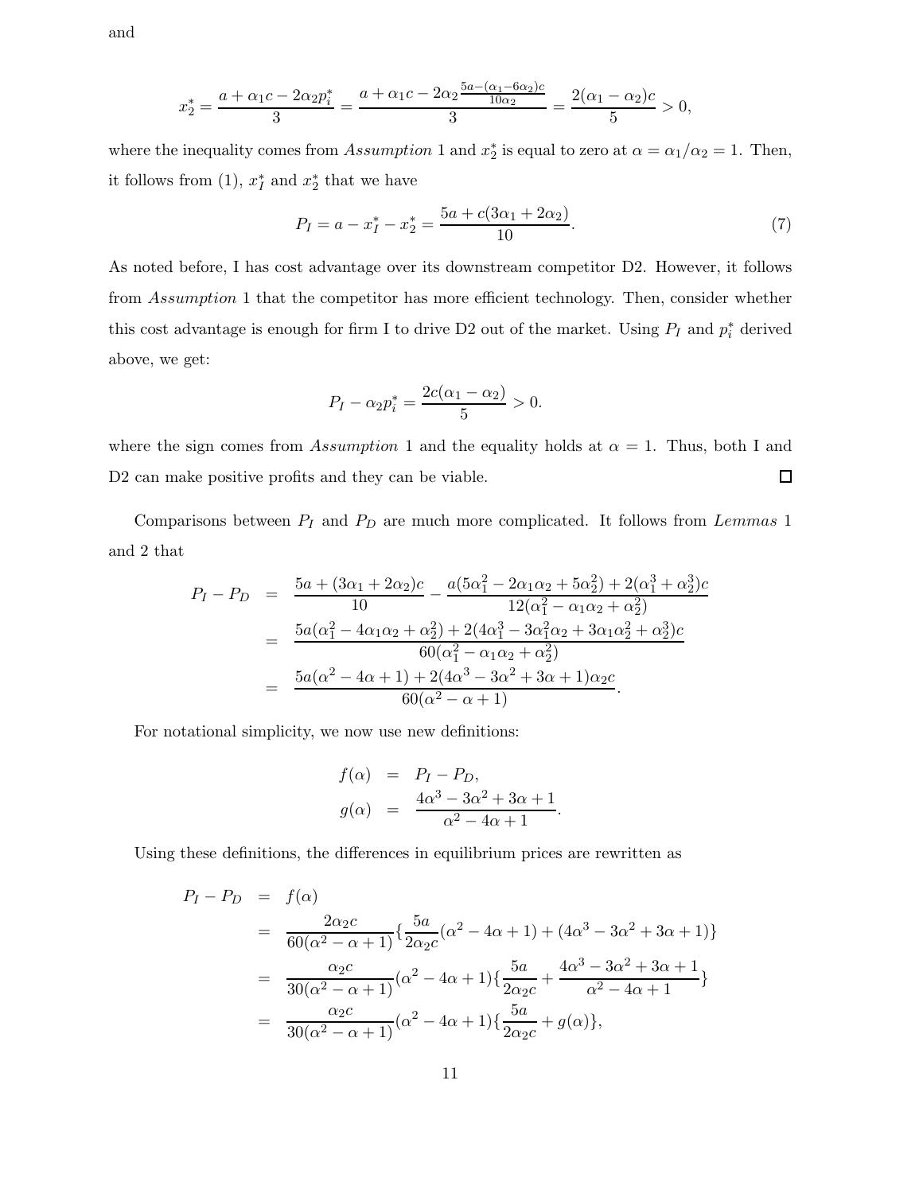and

$$x_2^* = \frac{a + \alpha_1 c - 2\alpha_2 p_i^*}{3} = \frac{a + \alpha_1 c - 2\alpha_2 \frac{5a - (\alpha_1 - 6\alpha_2)c}{10\alpha_2}}{3} = \frac{2(\alpha_1 - \alpha_2)c}{5} > 0,$$

where the inequality comes from *Assumption* 1 and $x_2^*$ is equal to zero at $\alpha = \alpha_1/\alpha_2 = 1$. Then, it follows from (1), $x_I^*$ and $x_2^*$ that we have

$$P_I = a - x_I^* - x_2^* = \frac{5a + c(3\alpha_1 + 2\alpha_2)}{10}. \tag{7}$$

As noted before, I has cost advantage over its downstream competitor D2. However, it follows from *Assumption* 1 that the competitor has more efficient technology. Then, consider whether this cost advantage is enough for firm I to drive D2 out of the market. Using $P_I$ and $p_i^*$ derived above, we get:

$$P_I - \alpha_2 p_i^* = \frac{2c(\alpha_1 - \alpha_2)}{5} > 0.$$

where the sign comes from *Assumption* 1 and the equality holds at $\alpha = 1$. Thus, both I and D2 can make positive profits and they can be viable. □

Comparisons between $P_I$ and $P_D$ are much more complicated. It follows from *Lemmas* 1 and 2 that

$$\begin{aligned}
P_I - P_D &= \frac{5a + (3\alpha_1 + 2\alpha_2)c}{10} - \frac{a(5\alpha_1^2 - 2\alpha_1\alpha_2 + 5\alpha_2^2) + 2(\alpha_1^3 + \alpha_2^3)c}{12(\alpha_1^2 - \alpha_1\alpha_2 + \alpha_2^2)} \\
&= \frac{5a(\alpha_1^2 - 4\alpha_1\alpha_2 + \alpha_2^2) + 2(4\alpha_1^3 - 3\alpha_1^2\alpha_2 + 3\alpha_1\alpha_2^2 + \alpha_2^3)c}{60(\alpha_1^2 - \alpha_1\alpha_2 + \alpha_2^2)} \\
&= \frac{5a(\alpha^2 - 4\alpha + 1) + 2(4\alpha^3 - 3\alpha^2 + 3\alpha + 1)\alpha_2 c}{60(\alpha^2 - \alpha + 1)}.
\end{aligned}$$

For notational simplicity, we now use new definitions:

$$\begin{aligned}
f(\alpha) &= P_I - P_D, \\
g(\alpha) &= \frac{4\alpha^3 - 3\alpha^2 + 3\alpha + 1}{\alpha^2 - 4\alpha + 1}.
\end{aligned}$$

Using these definitions, the differences in equilibrium prices are rewritten as

$$\begin{aligned}
P_I - P_D &= f(\alpha) \\
&= \frac{2\alpha_2 c}{60(\alpha^2 - \alpha + 1)}\left\{\frac{5a}{2\alpha_2 c}(\alpha^2 - 4\alpha + 1) + (4\alpha^3 - 3\alpha^2 + 3\alpha + 1)\right\} \\
&= \frac{\alpha_2 c}{30(\alpha^2 - \alpha + 1)}(\alpha^2 - 4\alpha + 1)\left\{\frac{5a}{2\alpha_2 c} + \frac{4\alpha^3 - 3\alpha^2 + 3\alpha + 1}{\alpha^2 - 4\alpha + 1}\right\} \\
&= \frac{\alpha_2 c}{30(\alpha^2 - \alpha + 1)}(\alpha^2 - 4\alpha + 1)\left\{\frac{5a}{2\alpha_2 c} + g(\alpha)\right\},
\end{aligned}$$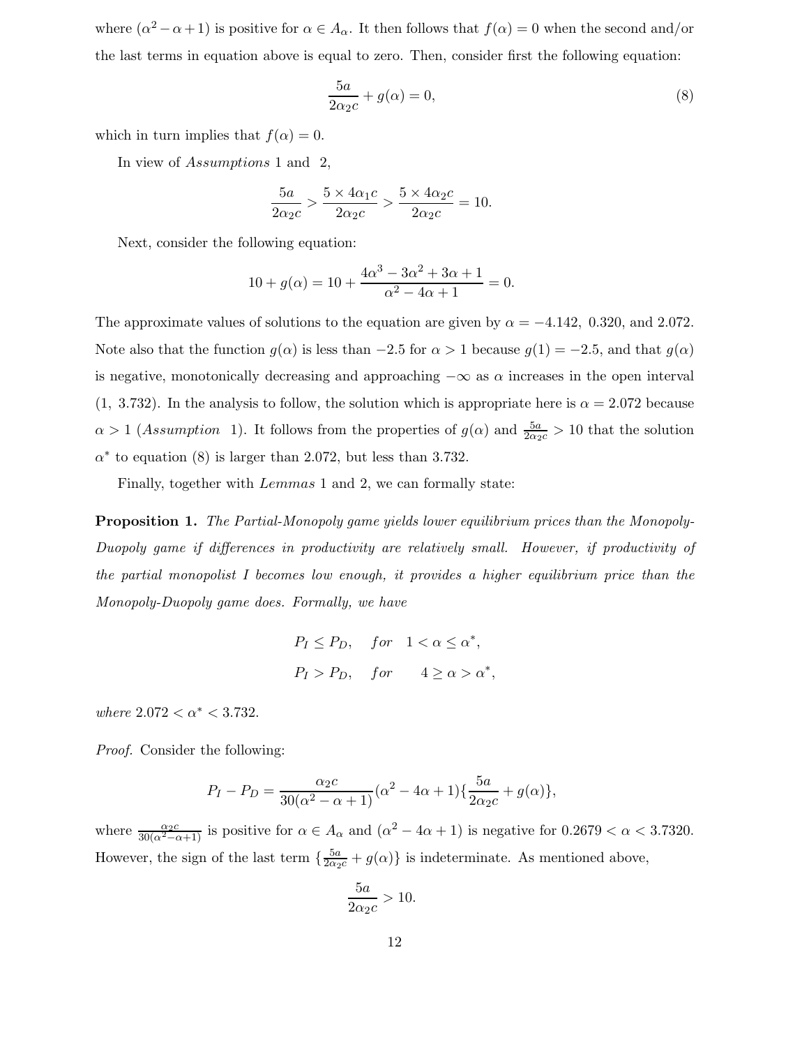where $(\alpha^2 - \alpha + 1)$ is positive for $\alpha \in A_\alpha$. It then follows that $f(\alpha) = 0$ when the second and/or the last terms in equation above is equal to zero. Then, consider first the following equation:

$$\frac{5a}{2\alpha_2 c} + g(\alpha) = 0, \tag{8}$$

which in turn implies that $f(\alpha) = 0$.

In view of *Assumptions* 1 and 2,

$$\frac{5a}{2\alpha_2 c} > \frac{5 \times 4\alpha_1 c}{2\alpha_2 c} > \frac{5 \times 4\alpha_2 c}{2\alpha_2 c} = 10.$$

Next, consider the following equation:

$$10 + g(\alpha) = 10 + \frac{4\alpha^3 - 3\alpha^2 + 3\alpha + 1}{\alpha^2 - 4\alpha + 1} = 0.$$

The approximate values of solutions to the equation are given by $\alpha = -4.142,\ 0.320$, and $2.072$. Note also that the function $g(\alpha)$ is less than $-2.5$ for $\alpha > 1$ because $g(1) = -2.5$, and that $g(\alpha)$ is negative, monotonically decreasing and approaching $-\infty$ as $\alpha$ increases in the open interval $(1,\ 3.732)$. In the analysis to follow, the solution which is appropriate here is $\alpha = 2.072$ because $\alpha > 1$ (*Assumption* 1). It follows from the properties of $g(\alpha)$ and $\frac{5a}{2\alpha_2 c} > 10$ that the solution $\alpha^*$ to equation (8) is larger than 2.072, but less than 3.732.

Finally, together with *Lemmas* 1 and 2, we can formally state:

**Proposition 1.** *The Partial-Monopoly game yields lower equilibrium prices than the Monopoly-Duopoly game if differences in productivity are relatively small. However, if productivity of the partial monopolist I becomes low enough, it provides a higher equilibrium price than the Monopoly-Duopoly game does. Formally, we have*

$$P_I \leq P_D, \quad for \quad 1 < \alpha \leq \alpha^*,$$
$$P_I > P_D, \quad for \quad 4 \geq \alpha > \alpha^*,$$

*where* $2.072 < \alpha^* < 3.732$.

*Proof.* Consider the following:

$$P_I - P_D = \frac{\alpha_2 c}{30(\alpha^2 - \alpha + 1)}(\alpha^2 - 4\alpha + 1)\{\frac{5a}{2\alpha_2 c} + g(\alpha)\},$$

where $\frac{\alpha_2 c}{30(\alpha^2 - \alpha + 1)}$ is positive for $\alpha \in A_\alpha$ and $(\alpha^2 - 4\alpha + 1)$ is negative for $0.2679 < \alpha < 3.7320$. However, the sign of the last term $\{\frac{5a}{2\alpha_2 c} + g(\alpha)\}$ is indeterminate. As mentioned above,

$$\frac{5a}{2\alpha_2 c} > 10.$$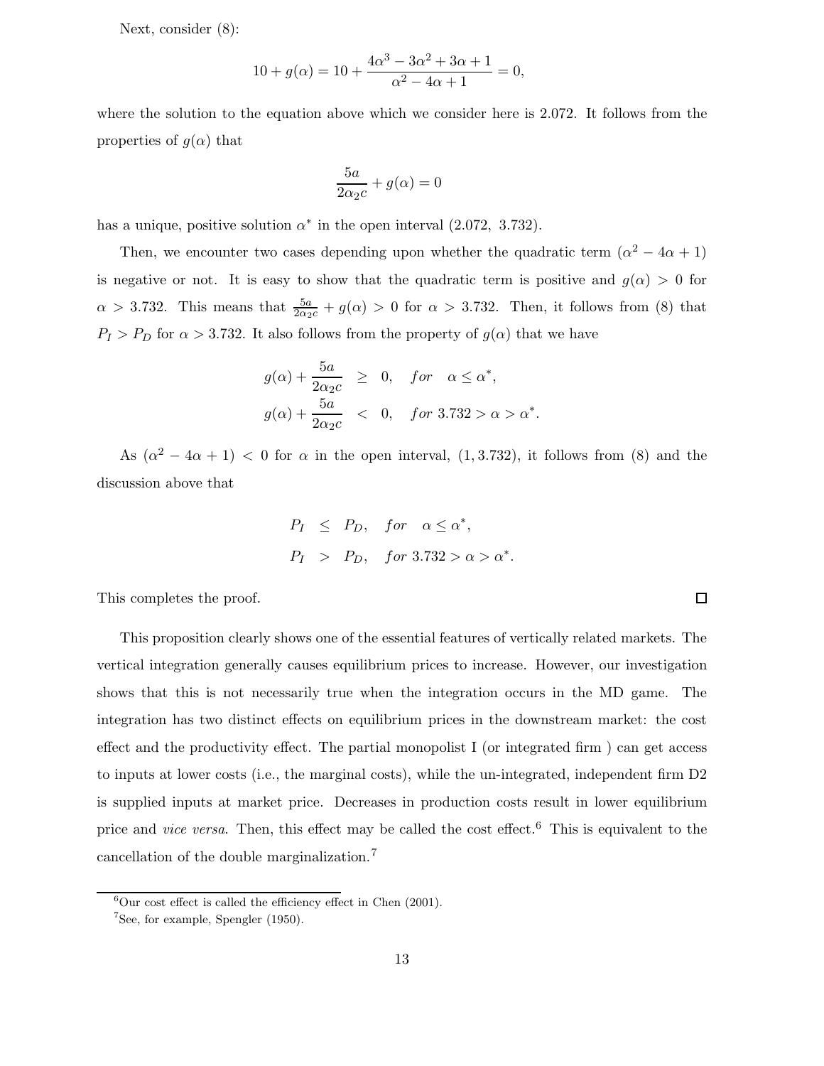Next, consider (8):

$$10 + g(\alpha) = 10 + \frac{4\alpha^3 - 3\alpha^2 + 3\alpha + 1}{\alpha^2 - 4\alpha + 1} = 0,$$

where the solution to the equation above which we consider here is 2.072. It follows from the properties of $g(\alpha)$ that

$$\frac{5a}{2\alpha_2 c} + g(\alpha) = 0$$

has a unique, positive solution $\alpha^*$ in the open interval $(2.072,\ 3.732)$.

Then, we encounter two cases depending upon whether the quadratic term $(\alpha^2 - 4\alpha + 1)$ is negative or not. It is easy to show that the quadratic term is positive and $g(\alpha) > 0$ for $\alpha > 3.732$. This means that $\frac{5a}{2\alpha_2 c} + g(\alpha) > 0$ for $\alpha > 3.732$. Then, it follows from (8) that $P_I > P_D$ for $\alpha > 3.732$. It also follows from the property of $g(\alpha)$ that we have

$$\begin{aligned} g(\alpha) + \frac{5a}{2\alpha_2 c} &\geq 0, \quad for \quad \alpha \leq \alpha^*, \\ g(\alpha) + \frac{5a}{2\alpha_2 c} &< 0, \quad for\ 3.732 > \alpha > \alpha^*. \end{aligned}$$

As $(\alpha^2 - 4\alpha + 1) < 0$ for $\alpha$ in the open interval, $(1, 3.732)$, it follows from (8) and the discussion above that

$$\begin{aligned} P_I &\leq P_D, \quad for \quad \alpha \leq \alpha^*, \\ P_I &> P_D, \quad for\ 3.732 > \alpha > \alpha^*. \end{aligned}$$

This completes the proof. □

This proposition clearly shows one of the essential features of vertically related markets. The vertical integration generally causes equilibrium prices to increase. However, our investigation shows that this is not necessarily true when the integration occurs in the MD game. The integration has two distinct effects on equilibrium prices in the downstream market: the cost effect and the productivity effect. The partial monopolist I (or integrated firm ) can get access to inputs at lower costs (i.e., the marginal costs), while the un-integrated, independent firm D2 is supplied inputs at market price. Decreases in production costs result in lower equilibrium price and *vice versa*. Then, this effect may be called the cost effect.[6] This is equivalent to the cancellation of the double marginalization.[7]

[6] Our cost effect is called the efficiency effect in Chen (2001).

[7] See, for example, Spengler (1950).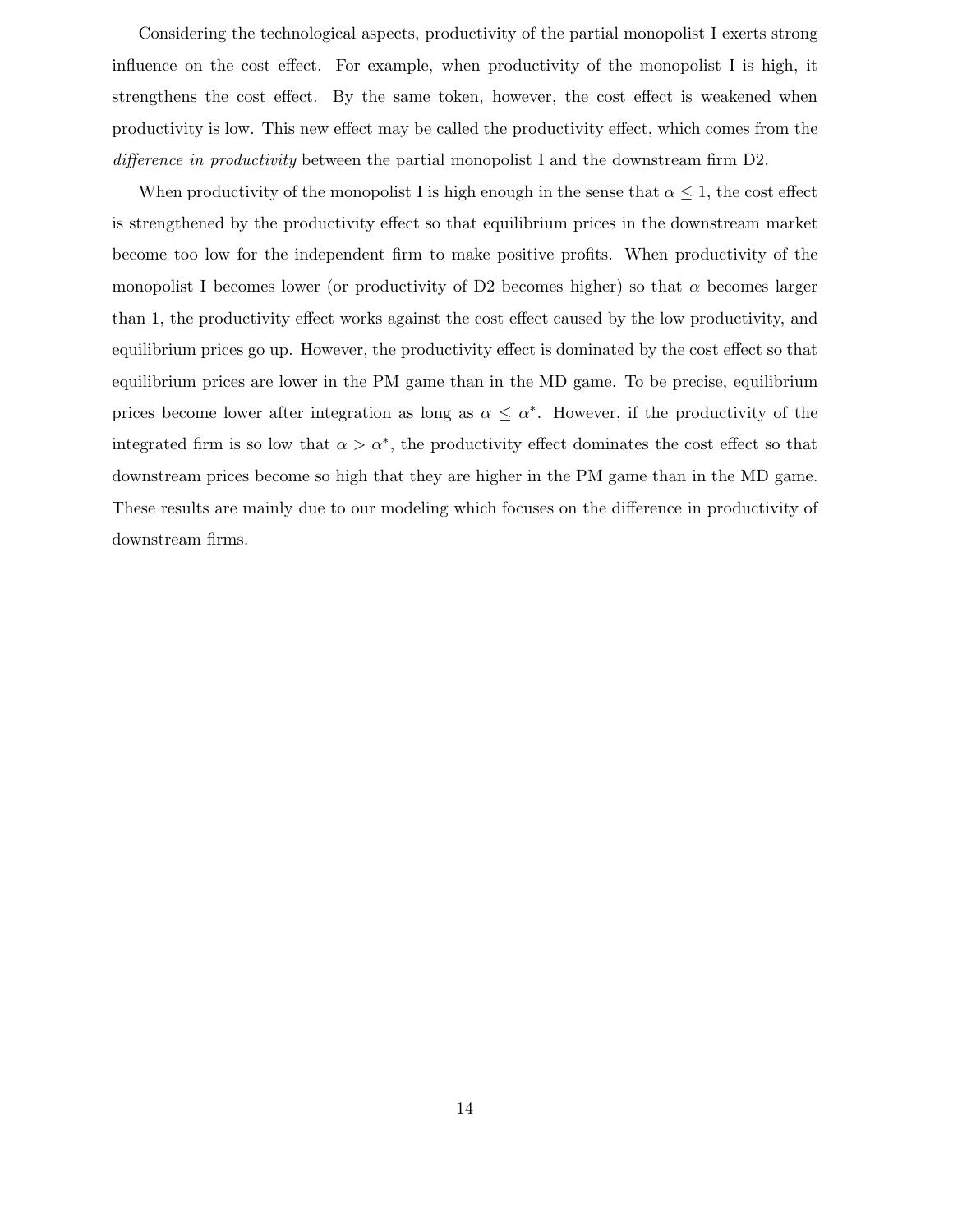Considering the technological aspects, productivity of the partial monopolist I exerts strong influence on the cost effect. For example, when productivity of the monopolist I is high, it strengthens the cost effect. By the same token, however, the cost effect is weakened when productivity is low. This new effect may be called the productivity effect, which comes from the *difference in productivity* between the partial monopolist I and the downstream firm D2.

When productivity of the monopolist I is high enough in the sense that $\alpha \leq 1$, the cost effect is strengthened by the productivity effect so that equilibrium prices in the downstream market become too low for the independent firm to make positive profits. When productivity of the monopolist I becomes lower (or productivity of D2 becomes higher) so that $\alpha$ becomes larger than 1, the productivity effect works against the cost effect caused by the low productivity, and equilibrium prices go up. However, the productivity effect is dominated by the cost effect so that equilibrium prices are lower in the PM game than in the MD game. To be precise, equilibrium prices become lower after integration as long as $\alpha \leq \alpha^*$. However, if the productivity of the integrated firm is so low that $\alpha > \alpha^*$, the productivity effect dominates the cost effect so that downstream prices become so high that they are higher in the PM game than in the MD game. These results are mainly due to our modeling which focuses on the difference in productivity of downstream firms.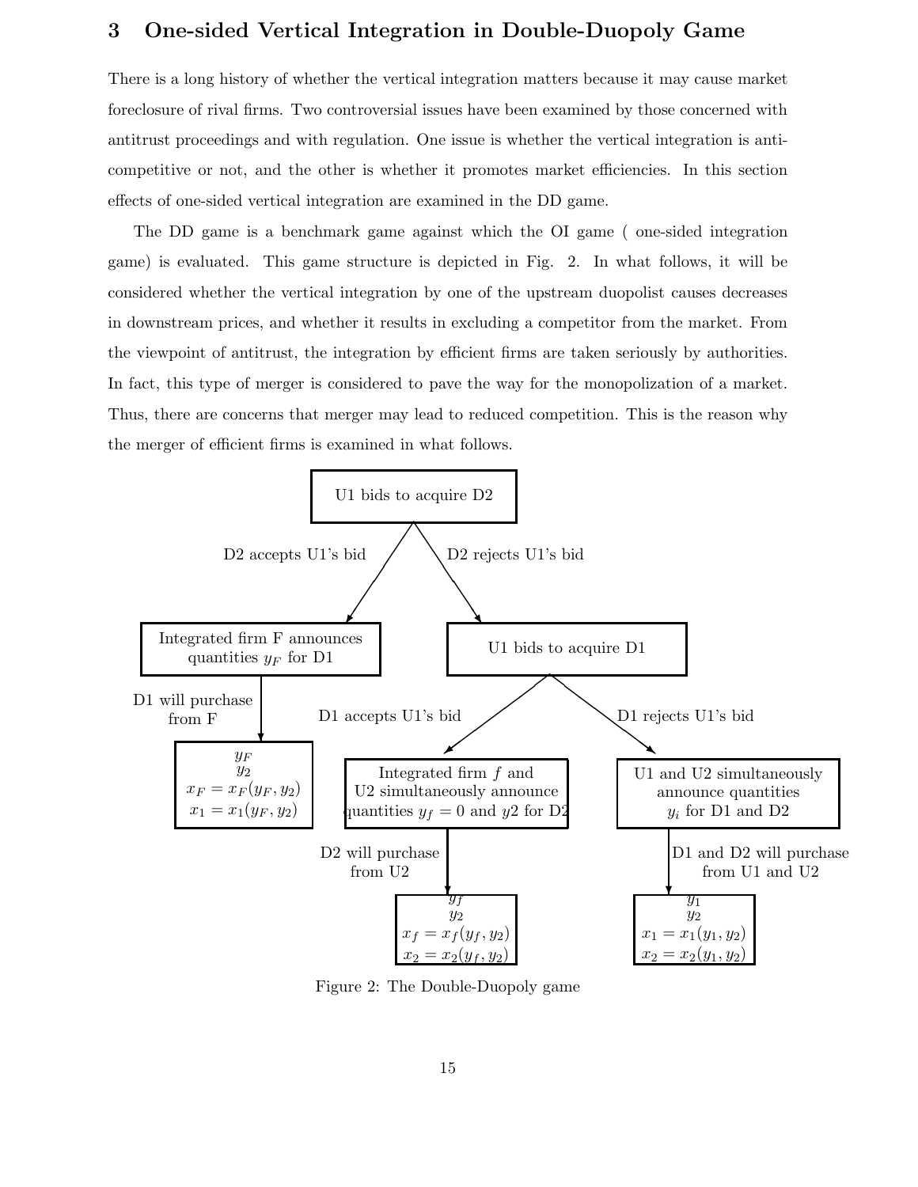## 3 One-sided Vertical Integration in Double-Duopoly Game

There is a long history of whether the vertical integration matters because it may cause market foreclosure of rival firms. Two controversial issues have been examined by those concerned with antitrust proceedings and with regulation. One issue is whether the vertical integration is anti-competitive or not, and the other is whether it promotes market efficiencies. In this section effects of one-sided vertical integration are examined in the DD game.

The DD game is a benchmark game against which the OI game ( one-sided integration game) is evaluated. This game structure is depicted in Fig. 2. In what follows, it will be considered whether the vertical integration by one of the upstream duopolist causes decreases in downstream prices, and whether it results in excluding a competitor from the market. From the viewpoint of antitrust, the integration by efficient firms are taken seriously by authorities. In fact, this type of merger is considered to pave the way for the monopolization of a market. Thus, there are concerns that merger may lead to reduced competition. This is the reason why the merger of efficient firms is examined in what follows.

- U1 bids to acquire D2
  - D2 accepts U1's bid → Integrated firm F announces quantities $y_F$ for D1
    - D1 will purchase from F → $y_F$, $y_2$, $x_F = x_F(y_F, y_2)$, $x_1 = x_1(y_F, y_2)$
  - D2 rejects U1's bid → U1 bids to acquire D1
    - D1 accepts U1's bid → Integrated firm $f$ and U2 simultaneously announce quantities $y_f = 0$ and $y2$ for D2
      - D2 will purchase from U2 → $y_f$, $y_2$, $x_f = x_f(y_f, y_2)$, $x_2 = x_2(y_f, y_2)$
    - D1 rejects U1's bid → U1 and U2 simultaneously announce quantities $y_i$ for D1 and D2
      - D1 and D2 will purchase from U1 and U2 → $y_1$, $y_2$, $x_1 = x_1(y_1, y_2)$, $x_2 = x_2(y_1, y_2)$

Figure 2: The Double-Duopoly game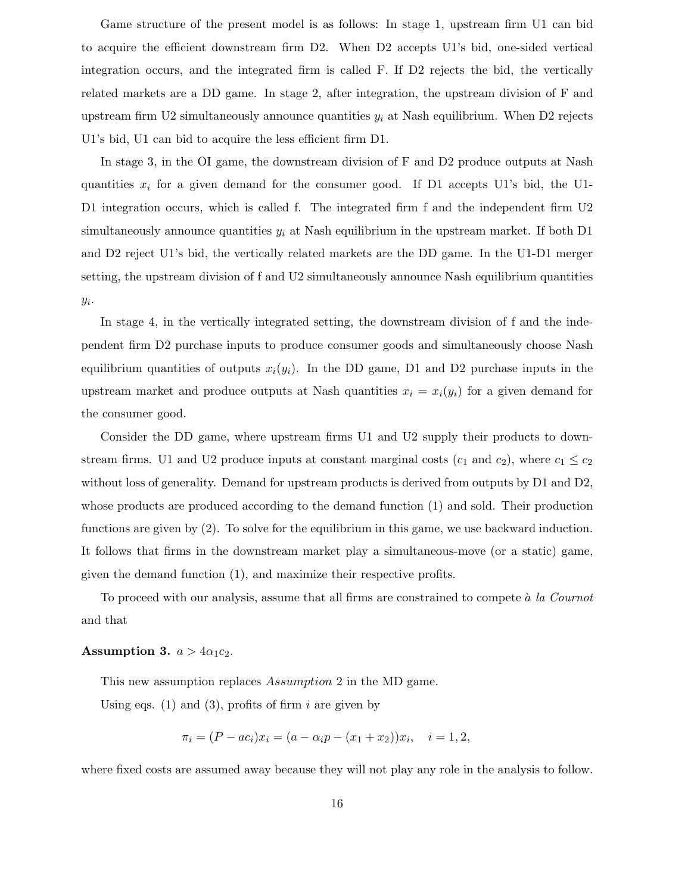Game structure of the present model is as follows: In stage 1, upstream firm U1 can bid to acquire the efficient downstream firm D2. When D2 accepts U1's bid, one-sided vertical integration occurs, and the integrated firm is called F. If D2 rejects the bid, the vertically related markets are a DD game. In stage 2, after integration, the upstream division of F and upstream firm U2 simultaneously announce quantities $y_i$ at Nash equilibrium. When D2 rejects U1's bid, U1 can bid to acquire the less efficient firm D1.

In stage 3, in the OI game, the downstream division of F and D2 produce outputs at Nash quantities $x_i$ for a given demand for the consumer good. If D1 accepts U1's bid, the U1-D1 integration occurs, which is called f. The integrated firm f and the independent firm U2 simultaneously announce quantities $y_i$ at Nash equilibrium in the upstream market. If both D1 and D2 reject U1's bid, the vertically related markets are the DD game. In the U1-D1 merger setting, the upstream division of f and U2 simultaneously announce Nash equilibrium quantities $y_i$.

In stage 4, in the vertically integrated setting, the downstream division of f and the independent firm D2 purchase inputs to produce consumer goods and simultaneously choose Nash equilibrium quantities of outputs $x_i(y_i)$. In the DD game, D1 and D2 purchase inputs in the upstream market and produce outputs at Nash quantities $x_i = x_i(y_i)$ for a given demand for the consumer good.

Consider the DD game, where upstream firms U1 and U2 supply their products to downstream firms. U1 and U2 produce inputs at constant marginal costs ($c_1$ and $c_2$), where $c_1 \leq c_2$ without loss of generality. Demand for upstream products is derived from outputs by D1 and D2, whose products are produced according to the demand function (1) and sold. Their production functions are given by (2). To solve for the equilibrium in this game, we use backward induction. It follows that firms in the downstream market play a simultaneous-move (or a static) game, given the demand function (1), and maximize their respective profits.

To proceed with our analysis, assume that all firms are constrained to compete *à la Cournot* and that

**Assumption 3.** $a > 4\alpha_1 c_2$.

This new assumption replaces *Assumption* 2 in the MD game.

Using eqs. (1) and (3), profits of firm $i$ are given by

$$\pi_i = (P - ac_i)x_i = (a - \alpha_i p - (x_1 + x_2))x_i, \quad i = 1, 2,$$

where fixed costs are assumed away because they will not play any role in the analysis to follow.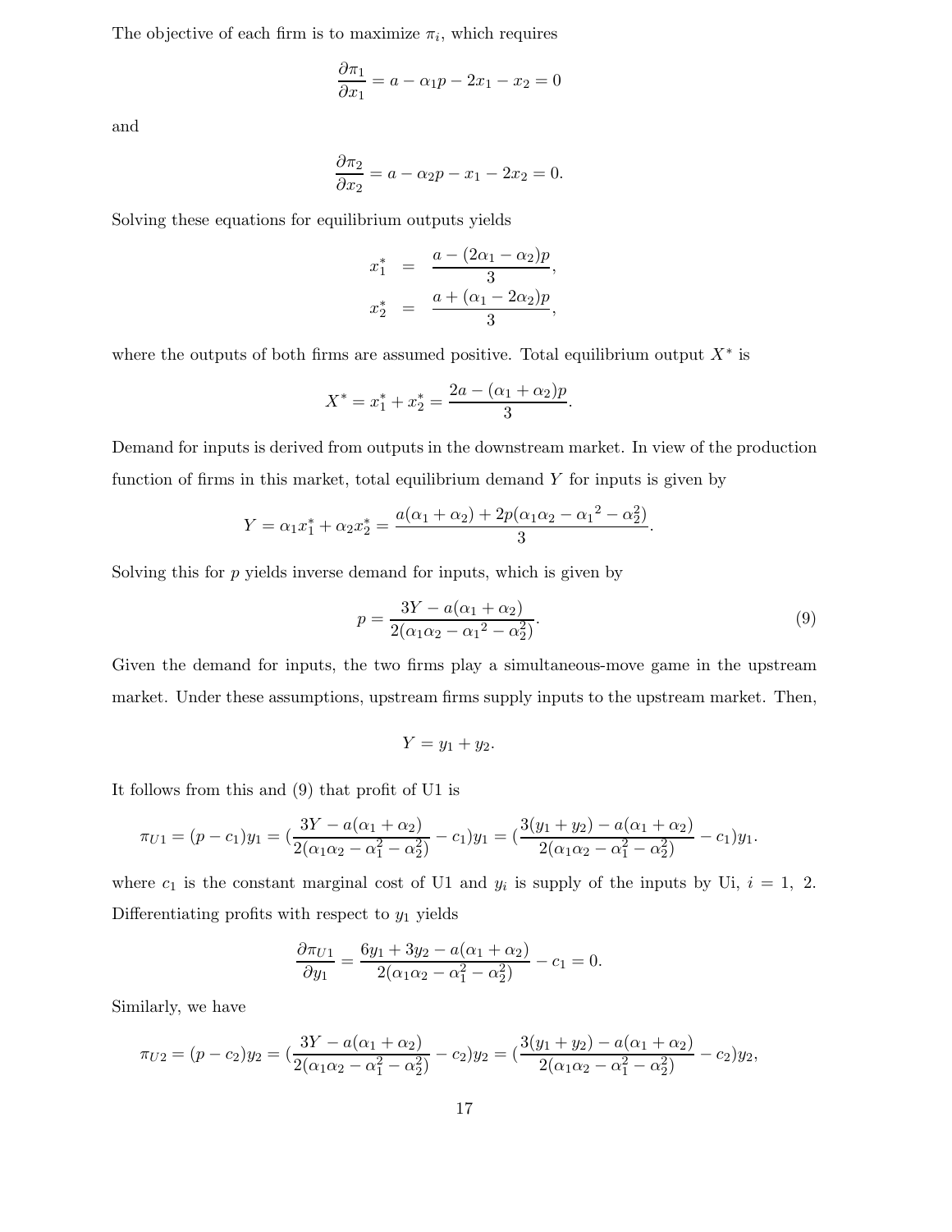The objective of each firm is to maximize $\pi_i$, which requires

$$\frac{\partial \pi_1}{\partial x_1} = a - \alpha_1 p - 2x_1 - x_2 = 0$$

and

$$\frac{\partial \pi_2}{\partial x_2} = a - \alpha_2 p - x_1 - 2x_2 = 0.$$

Solving these equations for equilibrium outputs yields

$$\begin{aligned} x_1^* &= \frac{a - (2\alpha_1 - \alpha_2)p}{3}, \\ x_2^* &= \frac{a + (\alpha_1 - 2\alpha_2)p}{3}, \end{aligned}$$

where the outputs of both firms are assumed positive. Total equilibrium output $X^*$ is

$$X^* = x_1^* + x_2^* = \frac{2a - (\alpha_1 + \alpha_2)p}{3}.$$

Demand for inputs is derived from outputs in the downstream market. In view of the production function of firms in this market, total equilibrium demand $Y$ for inputs is given by

$$Y = \alpha_1 x_1^* + \alpha_2 x_2^* = \frac{a(\alpha_1 + \alpha_2) + 2p(\alpha_1\alpha_2 - {\alpha_1}^2 - \alpha_2^2)}{3}.$$

Solving this for $p$ yields inverse demand for inputs, which is given by

$$p = \frac{3Y - a(\alpha_1 + \alpha_2)}{2(\alpha_1\alpha_2 - {\alpha_1}^2 - \alpha_2^2)}. \tag{9}$$

Given the demand for inputs, the two firms play a simultaneous-move game in the upstream market. Under these assumptions, upstream firms supply inputs to the upstream market. Then,

$$Y = y_1 + y_2.$$

It follows from this and (9) that profit of U1 is

$$\pi_{U1} = (p - c_1)y_1 = (\frac{3Y - a(\alpha_1 + \alpha_2)}{2(\alpha_1\alpha_2 - \alpha_1^2 - \alpha_2^2)} - c_1)y_1 = (\frac{3(y_1 + y_2) - a(\alpha_1 + \alpha_2)}{2(\alpha_1\alpha_2 - \alpha_1^2 - \alpha_2^2)} - c_1)y_1.$$

where $c_1$ is the constant marginal cost of U1 and $y_i$ is supply of the inputs by Ui, $i = 1,\ 2$. Differentiating profits with respect to $y_1$ yields

$$\frac{\partial \pi_{U1}}{\partial y_1} = \frac{6y_1 + 3y_2 - a(\alpha_1 + \alpha_2)}{2(\alpha_1\alpha_2 - \alpha_1^2 - \alpha_2^2)} - c_1 = 0.$$

Similarly, we have

$$\pi_{U2} = (p - c_2)y_2 = (\frac{3Y - a(\alpha_1 + \alpha_2)}{2(\alpha_1\alpha_2 - \alpha_1^2 - \alpha_2^2)} - c_2)y_2 = (\frac{3(y_1 + y_2) - a(\alpha_1 + \alpha_2)}{2(\alpha_1\alpha_2 - \alpha_1^2 - \alpha_2^2)} - c_2)y_2,$$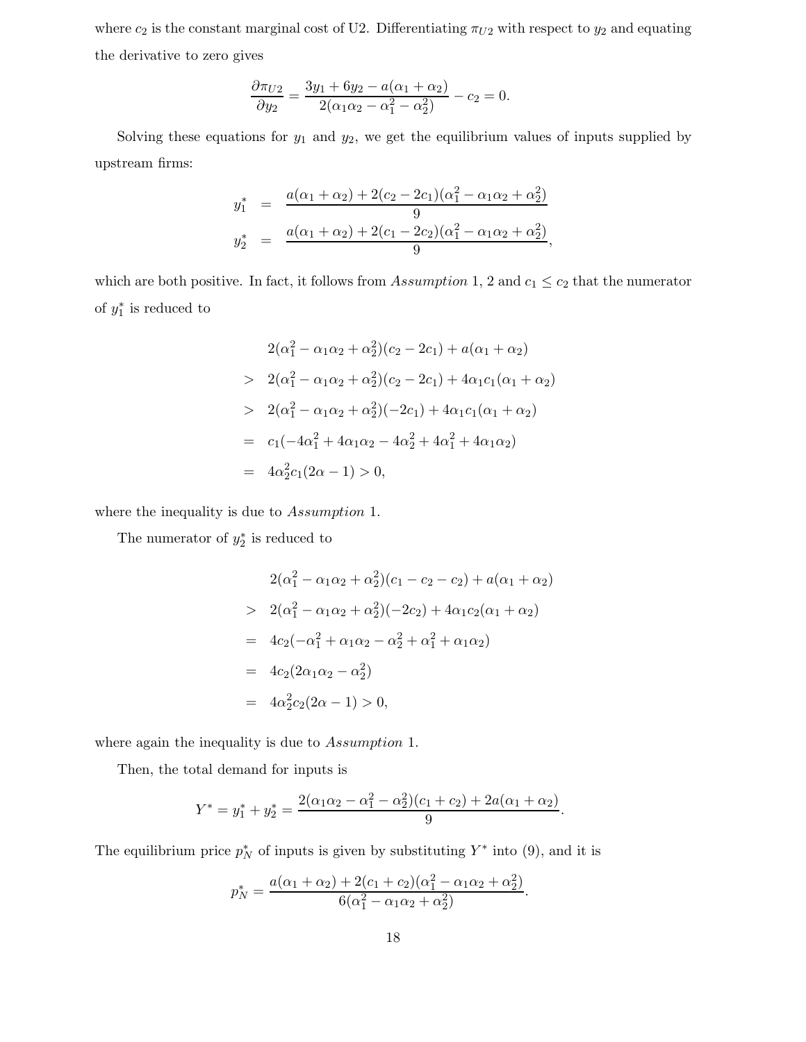where $c_2$ is the constant marginal cost of U2. Differentiating $\pi_{U2}$ with respect to $y_2$ and equating the derivative to zero gives

$$\frac{\partial \pi_{U2}}{\partial y_2} = \frac{3y_1 + 6y_2 - a(\alpha_1 + \alpha_2)}{2(\alpha_1\alpha_2 - \alpha_1^2 - \alpha_2^2)} - c_2 = 0.$$

Solving these equations for $y_1$ and $y_2$, we get the equilibrium values of inputs supplied by upstream firms:

$$\begin{aligned}
y_1^* &= \frac{a(\alpha_1 + \alpha_2) + 2(c_2 - 2c_1)(\alpha_1^2 - \alpha_1\alpha_2 + \alpha_2^2)}{9} \\
y_2^* &= \frac{a(\alpha_1 + \alpha_2) + 2(c_1 - 2c_2)(\alpha_1^2 - \alpha_1\alpha_2 + \alpha_2^2)}{9},
\end{aligned}$$

which are both positive. In fact, it follows from *Assumption* 1, 2 and $c_1 \leq c_2$ that the numerator of $y_1^*$ is reduced to

$$\begin{aligned}
& 2(\alpha_1^2 - \alpha_1\alpha_2 + \alpha_2^2)(c_2 - 2c_1) + a(\alpha_1 + \alpha_2) \\
> \ & 2(\alpha_1^2 - \alpha_1\alpha_2 + \alpha_2^2)(c_2 - 2c_1) + 4\alpha_1 c_1(\alpha_1 + \alpha_2) \\
> \ & 2(\alpha_1^2 - \alpha_1\alpha_2 + \alpha_2^2)(-2c_1) + 4\alpha_1 c_1(\alpha_1 + \alpha_2) \\
= \ & c_1(-4\alpha_1^2 + 4\alpha_1\alpha_2 - 4\alpha_2^2 + 4\alpha_1^2 + 4\alpha_1\alpha_2) \\
= \ & 4\alpha_2^2 c_1(2\alpha - 1) > 0,
\end{aligned}$$

where the inequality is due to *Assumption* 1.

The numerator of $y_2^*$ is reduced to

$$\begin{aligned}
& 2(\alpha_1^2 - \alpha_1\alpha_2 + \alpha_2^2)(c_1 - c_2 - c_2) + a(\alpha_1 + \alpha_2) \\
> \ & 2(\alpha_1^2 - \alpha_1\alpha_2 + \alpha_2^2)(-2c_2) + 4\alpha_1 c_2(\alpha_1 + \alpha_2) \\
= \ & 4c_2(-\alpha_1^2 + \alpha_1\alpha_2 - \alpha_2^2 + \alpha_1^2 + \alpha_1\alpha_2) \\
= \ & 4c_2(2\alpha_1\alpha_2 - \alpha_2^2) \\
= \ & 4\alpha_2^2 c_2(2\alpha - 1) > 0,
\end{aligned}$$

where again the inequality is due to *Assumption* 1.

Then, the total demand for inputs is

$$Y^* = y_1^* + y_2^* = \frac{2(\alpha_1\alpha_2 - \alpha_1^2 - \alpha_2^2)(c_1 + c_2) + 2a(\alpha_1 + \alpha_2)}{9}.$$

The equilibrium price $p_N^*$ of inputs is given by substituting $Y^*$ into (9), and it is

$$p_N^* = \frac{a(\alpha_1 + \alpha_2) + 2(c_1 + c_2)(\alpha_1^2 - \alpha_1\alpha_2 + \alpha_2^2)}{6(\alpha_1^2 - \alpha_1\alpha_2 + \alpha_2^2)}.$$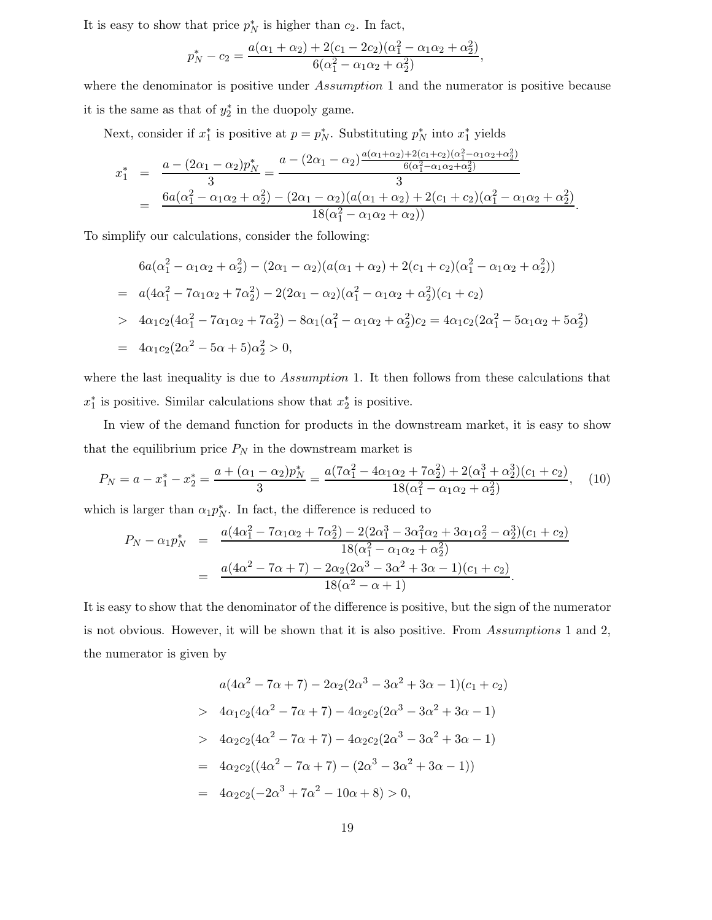It is easy to show that price $p_N^*$ is higher than $c_2$. In fact,

$$p_N^* - c_2 = \frac{a(\alpha_1 + \alpha_2) + 2(c_1 - 2c_2)(\alpha_1^2 - \alpha_1\alpha_2 + \alpha_2^2)}{6(\alpha_1^2 - \alpha_1\alpha_2 + \alpha_2^2)},$$

where the denominator is positive under *Assumption* 1 and the numerator is positive because it is the same as that of $y_2^*$ in the duopoly game.

Next, consider if $x_1^*$ is positive at $p = p_N^*$. Substituting $p_N^*$ into $x_1^*$ yields

$$\begin{aligned}
x_1^* &= \frac{a - (2\alpha_1 - \alpha_2)p_N^*}{3} = \frac{a - (2\alpha_1 - \alpha_2)\frac{a(\alpha_1+\alpha_2)+2(c_1+c_2)(\alpha_1^2-\alpha_1\alpha_2+\alpha_2^2)}{6(\alpha_1^2-\alpha_1\alpha_2+\alpha_2^2)}}{3} \\
&= \frac{6a(\alpha_1^2 - \alpha_1\alpha_2 + \alpha_2^2) - (2\alpha_1 - \alpha_2)(a(\alpha_1 + \alpha_2) + 2(c_1 + c_2)(\alpha_1^2 - \alpha_1\alpha_2 + \alpha_2^2)}{18(\alpha_1^2 - \alpha_1\alpha_2 + \alpha_2))}.
\end{aligned}$$

To simplify our calculations, consider the following:

$$\begin{aligned}
& 6a(\alpha_1^2 - \alpha_1\alpha_2 + \alpha_2^2) - (2\alpha_1 - \alpha_2)(a(\alpha_1 + \alpha_2) + 2(c_1 + c_2)(\alpha_1^2 - \alpha_1\alpha_2 + \alpha_2^2)) \\
=\ & a(4\alpha_1^2 - 7\alpha_1\alpha_2 + 7\alpha_2^2) - 2(2\alpha_1 - \alpha_2)(\alpha_1^2 - \alpha_1\alpha_2 + \alpha_2^2)(c_1 + c_2) \\
>\ & 4\alpha_1 c_2(4\alpha_1^2 - 7\alpha_1\alpha_2 + 7\alpha_2^2) - 8\alpha_1(\alpha_1^2 - \alpha_1\alpha_2 + \alpha_2^2)c_2 = 4\alpha_1 c_2(2\alpha_1^2 - 5\alpha_1\alpha_2 + 5\alpha_2^2) \\
=\ & 4\alpha_1 c_2(2\alpha^2 - 5\alpha + 5)\alpha_2^2 > 0,
\end{aligned}$$

where the last inequality is due to *Assumption* 1. It then follows from these calculations that $x_1^*$ is positive. Similar calculations show that $x_2^*$ is positive.

In view of the demand function for products in the downstream market, it is easy to show that the equilibrium price $P_N$ in the downstream market is

$$P_N = a - x_1^* - x_2^* = \frac{a + (\alpha_1 - \alpha_2)p_N^*}{3} = \frac{a(7\alpha_1^2 - 4\alpha_1\alpha_2 + 7\alpha_2^2) + 2(\alpha_1^3 + \alpha_2^3)(c_1 + c_2)}{18(\alpha_1^2 - \alpha_1\alpha_2 + \alpha_2^2)}, \quad (10)$$

which is larger than $\alpha_1 p_N^*$. In fact, the difference is reduced to

$$\begin{aligned}
P_N - \alpha_1 p_N^* &= \frac{a(4\alpha_1^2 - 7\alpha_1\alpha_2 + 7\alpha_2^2) - 2(2\alpha_1^3 - 3\alpha_1^2\alpha_2 + 3\alpha_1\alpha_2^2 - \alpha_2^3)(c_1 + c_2)}{18(\alpha_1^2 - \alpha_1\alpha_2 + \alpha_2^2)} \\
&= \frac{a(4\alpha^2 - 7\alpha + 7) - 2\alpha_2(2\alpha^3 - 3\alpha^2 + 3\alpha - 1)(c_1 + c_2)}{18(\alpha^2 - \alpha + 1)}.
\end{aligned}$$

It is easy to show that the denominator of the difference is positive, but the sign of the numerator is not obvious. However, it will be shown that it is also positive. From *Assumptions* 1 and 2, the numerator is given by

$$\begin{aligned}
& a(4\alpha^2 - 7\alpha + 7) - 2\alpha_2(2\alpha^3 - 3\alpha^2 + 3\alpha - 1)(c_1 + c_2) \\
>\ & 4\alpha_1 c_2(4\alpha^2 - 7\alpha + 7) - 4\alpha_2 c_2(2\alpha^3 - 3\alpha^2 + 3\alpha - 1) \\
>\ & 4\alpha_2 c_2(4\alpha^2 - 7\alpha + 7) - 4\alpha_2 c_2(2\alpha^3 - 3\alpha^2 + 3\alpha - 1) \\
=\ & 4\alpha_2 c_2((4\alpha^2 - 7\alpha + 7) - (2\alpha^3 - 3\alpha^2 + 3\alpha - 1)) \\
=\ & 4\alpha_2 c_2(-2\alpha^3 + 7\alpha^2 - 10\alpha + 8) > 0,
\end{aligned}$$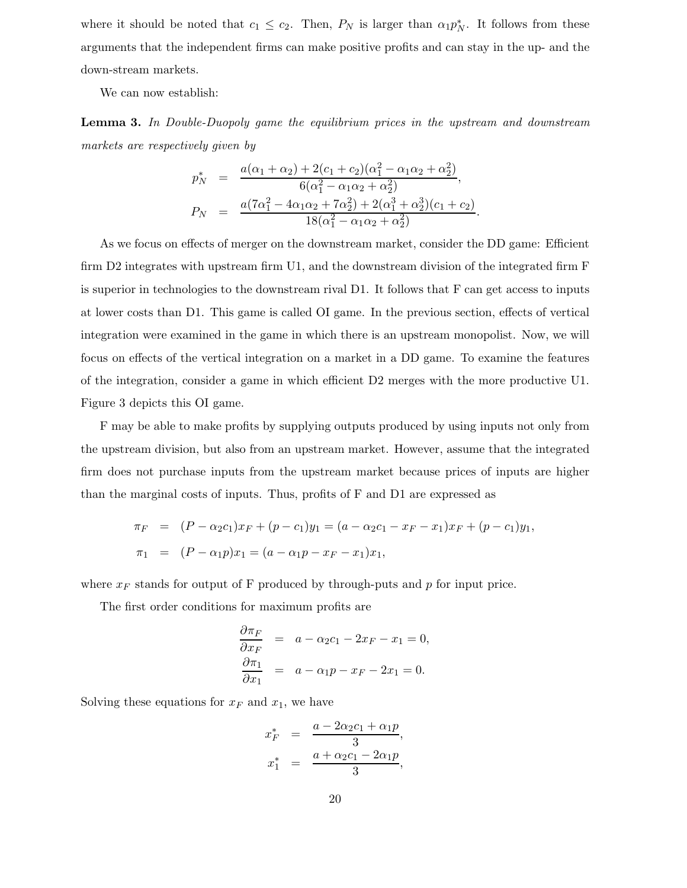where it should be noted that $c_1 \le c_2$. Then, $P_N$ is larger than $\alpha_1 p_N^*$. It follows from these arguments that the independent firms can make positive profits and can stay in the up- and the down-stream markets.

We can now establish:

**Lemma 3.** *In Double-Duopoly game the equilibrium prices in the upstream and downstream markets are respectively given by*

$$
\begin{aligned}
p_N^* &= \frac{a(\alpha_1+\alpha_2) + 2(c_1+c_2)(\alpha_1^2 - \alpha_1\alpha_2 + \alpha_2^2)}{6(\alpha_1^2 - \alpha_1\alpha_2 + \alpha_2^2)}, \\
P_N &= \frac{a(7\alpha_1^2 - 4\alpha_1\alpha_2 + 7\alpha_2^2) + 2(\alpha_1^3 + \alpha_2^3)(c_1+c_2)}{18(\alpha_1^2 - \alpha_1\alpha_2 + \alpha_2^2)}.
\end{aligned}
$$

As we focus on effects of merger on the downstream market, consider the DD game: Efficient firm D2 integrates with upstream firm U1, and the downstream division of the integrated firm F is superior in technologies to the downstream rival D1. It follows that F can get access to inputs at lower costs than D1. This game is called OI game. In the previous section, effects of vertical integration were examined in the game in which there is an upstream monopolist. Now, we will focus on effects of the vertical integration on a market in a DD game. To examine the features of the integration, consider a game in which efficient D2 merges with the more productive U1. Figure 3 depicts this OI game.

F may be able to make profits by supplying outputs produced by using inputs not only from the upstream division, but also from an upstream market. However, assume that the integrated firm does not purchase inputs from the upstream market because prices of inputs are higher than the marginal costs of inputs. Thus, profits of F and D1 are expressed as

$$
\begin{aligned}
\pi_F &= (P - \alpha_2 c_1)x_F + (p - c_1)y_1 = (a - \alpha_2 c_1 - x_F - x_1)x_F + (p - c_1)y_1, \\
\pi_1 &= (P - \alpha_1 p)x_1 = (a - \alpha_1 p - x_F - x_1)x_1,
\end{aligned}
$$

where $x_F$ stands for output of F produced by through-puts and $p$ for input price.

The first order conditions for maximum profits are

$$
\begin{aligned}
\frac{\partial \pi_F}{\partial x_F} &= a - \alpha_2 c_1 - 2x_F - x_1 = 0, \\
\frac{\partial \pi_1}{\partial x_1} &= a - \alpha_1 p - x_F - 2x_1 = 0.
\end{aligned}
$$

Solving these equations for $x_F$ and $x_1$, we have

$$
\begin{aligned}
x_F^* &= \frac{a - 2\alpha_2 c_1 + \alpha_1 p}{3}, \\
x_1^* &= \frac{a + \alpha_2 c_1 - 2\alpha_1 p}{3},
\end{aligned}
$$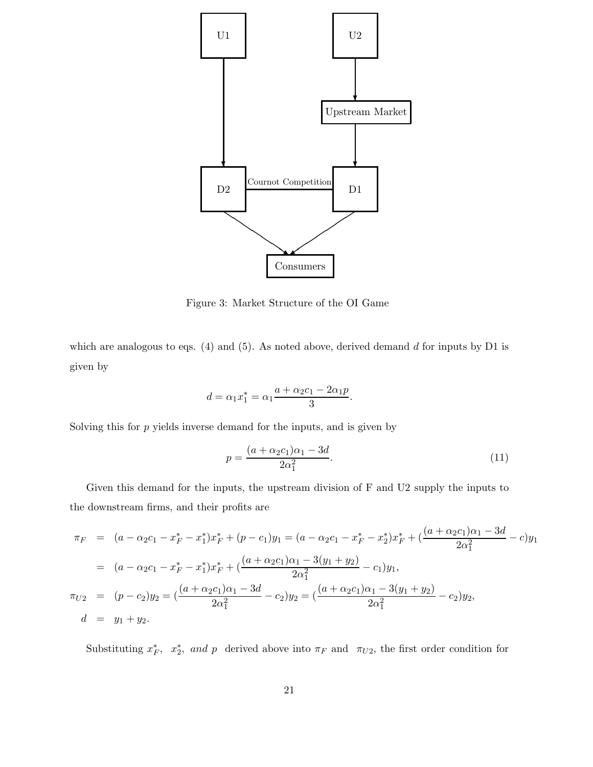Figure 3: Market Structure of the OI Game

which are analogous to eqs. (4) and (5). As noted above, derived demand $d$ for inputs by D1 is given by

$$d = \alpha_1 x_1^* = \alpha_1 \frac{a + \alpha_2 c_1 - 2\alpha_1 p}{3}.$$

Solving this for $p$ yields inverse demand for the inputs, and is given by

$$p = \frac{(a + \alpha_2 c_1)\alpha_1 - 3d}{2\alpha_1^2}. \tag{11}$$

Given this demand for the inputs, the upstream division of F and U2 supply the inputs to the downstream firms, and their profits are

$$\begin{aligned}
\pi_F &= (a - \alpha_2 c_1 - x_F^* - x_1^*)x_F^* + (p - c_1)y_1 = (a - \alpha_2 c_1 - x_F^* - x_2^*)x_F^* + (\frac{(a + \alpha_2 c_1)\alpha_1 - 3d}{2\alpha_1^2} - c)y_1 \\
&= (a - \alpha_2 c_1 - x_F^* - x_1^*)x_F^* + (\frac{(a + \alpha_2 c_1)\alpha_1 - 3(y_1 + y_2)}{2\alpha_1^2} - c_1)y_1, \\
\pi_{U2} &= (p - c_2)y_2 = (\frac{(a + \alpha_2 c_1)\alpha_1 - 3d}{2\alpha_1^2} - c_2)y_2 = (\frac{(a + \alpha_2 c_1)\alpha_1 - 3(y_1 + y_2)}{2\alpha_1^2} - c_2)y_2, \\
d &= y_1 + y_2.
\end{aligned}$$

Substituting $x_F^*$, $x_2^*$, *and* $p$ derived above into $\pi_F$ and $\pi_{U2}$, the first order condition for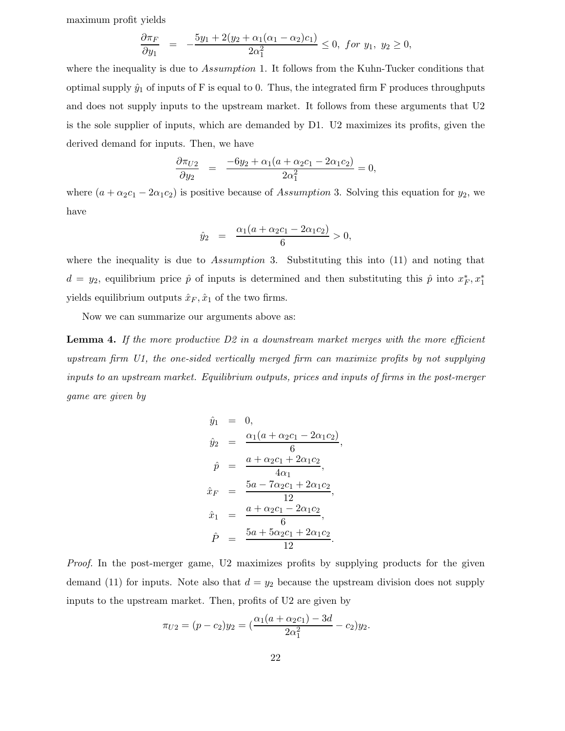maximum profit yields

$$\frac{\partial \pi_F}{\partial y_1} = -\frac{5y_1 + 2(y_2 + \alpha_1(\alpha_1 - \alpha_2)c_1)}{2\alpha_1^2} \leq 0, \ for \ y_1, \ y_2 \geq 0,$$

where the inequality is due to *Assumption* 1. It follows from the Kuhn-Tucker conditions that optimal supply $\hat{y}_1$ of inputs of F is equal to 0. Thus, the integrated firm F produces throughputs and does not supply inputs to the upstream market. It follows from these arguments that U2 is the sole supplier of inputs, which are demanded by D1. U2 maximizes its profits, given the derived demand for inputs. Then, we have

$$\frac{\partial \pi_{U2}}{\partial y_2} = \frac{-6y_2 + \alpha_1(a + \alpha_2 c_1 - 2\alpha_1 c_2)}{2\alpha_1^2} = 0,$$

where $(a + \alpha_2 c_1 - 2\alpha_1 c_2)$ is positive because of *Assumption* 3. Solving this equation for $y_2$, we have

$$\hat{y}_2 = \frac{\alpha_1(a + \alpha_2 c_1 - 2\alpha_1 c_2)}{6} > 0,$$

where the inequality is due to *Assumption* 3. Substituting this into (11) and noting that $d = y_2$, equilibrium price $\hat{p}$ of inputs is determined and then substituting this $\hat{p}$ into $x_F^*, x_1^*$ yields equilibrium outputs $\hat{x}_F, \hat{x}_1$ of the two firms.

Now we can summarize our arguments above as:

**Lemma 4.** *If the more productive D2 in a downstream market merges with the more efficient upstream firm U1, the one-sided vertically merged firm can maximize profits by not supplying inputs to an upstream market. Equilibrium outputs, prices and inputs of firms in the post-merger game are given by*

$$\begin{aligned}
\hat{y}_1 &= 0, \\
\hat{y}_2 &= \frac{\alpha_1(a + \alpha_2 c_1 - 2\alpha_1 c_2)}{6}, \\
\hat{p} &= \frac{a + \alpha_2 c_1 + 2\alpha_1 c_2}{4\alpha_1}, \\
\hat{x}_F &= \frac{5a - 7\alpha_2 c_1 + 2\alpha_1 c_2}{12}, \\
\hat{x}_1 &= \frac{a + \alpha_2 c_1 - 2\alpha_1 c_2}{6}, \\
\hat{P} &= \frac{5a + 5\alpha_2 c_1 + 2\alpha_1 c_2}{12}.
\end{aligned}$$

*Proof.* In the post-merger game, U2 maximizes profits by supplying products for the given demand (11) for inputs. Note also that $d = y_2$ because the upstream division does not supply inputs to the upstream market. Then, profits of U2 are given by

$$\pi_{U2} = (p - c_2)y_2 = (\frac{\alpha_1(a + \alpha_2 c_1) - 3d}{2\alpha_1^2} - c_2)y_2.$$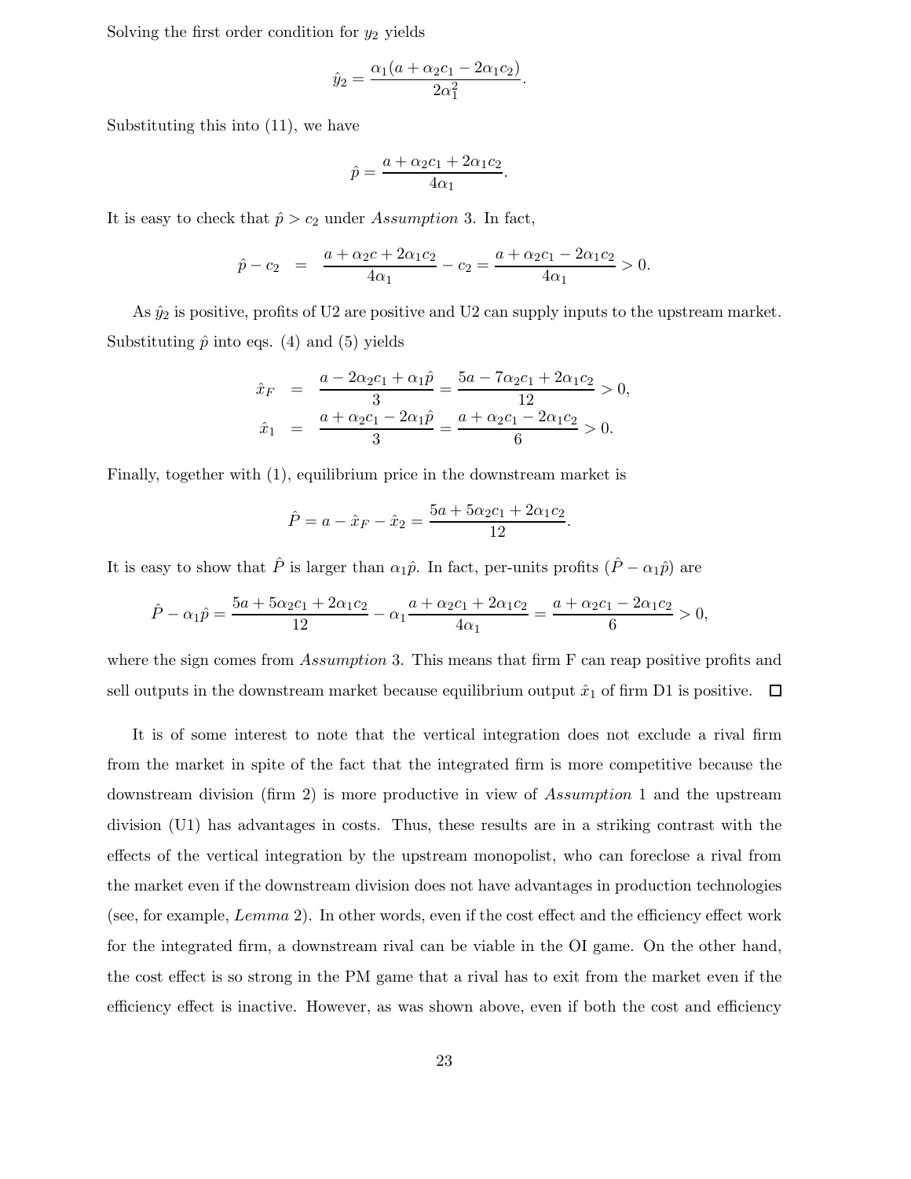Solving the first order condition for $y_2$ yields

$$\hat{y}_2 = \frac{\alpha_1(a + \alpha_2 c_1 - 2\alpha_1 c_2)}{2\alpha_1^2}.$$

Substituting this into (11), we have

$$\hat{p} = \frac{a + \alpha_2 c_1 + 2\alpha_1 c_2}{4\alpha_1}.$$

It is easy to check that $\hat{p} > c_2$ under *Assumption* 3. In fact,

$$\hat{p} - c_2 = \frac{a + \alpha_2 c + 2\alpha_1 c_2}{4\alpha_1} - c_2 = \frac{a + \alpha_2 c_1 - 2\alpha_1 c_2}{4\alpha_1} > 0.$$

As $\hat{y}_2$ is positive, profits of U2 are positive and U2 can supply inputs to the upstream market. Substituting $\hat{p}$ into eqs. (4) and (5) yields

$$\begin{aligned}
\hat{x}_F &= \frac{a - 2\alpha_2 c_1 + \alpha_1 \hat{p}}{3} = \frac{5a - 7\alpha_2 c_1 + 2\alpha_1 c_2}{12} > 0, \\
\hat{x}_1 &= \frac{a + \alpha_2 c_1 - 2\alpha_1 \hat{p}}{3} = \frac{a + \alpha_2 c_1 - 2\alpha_1 c_2}{6} > 0.
\end{aligned}$$

Finally, together with (1), equilibrium price in the downstream market is

$$\hat{P} = a - \hat{x}_F - \hat{x}_2 = \frac{5a + 5\alpha_2 c_1 + 2\alpha_1 c_2}{12}.$$

It is easy to show that $\hat{P}$ is larger than $\alpha_1 \hat{p}$. In fact, per-units profits $(\hat{P} - \alpha_1 \hat{p})$ are

$$\hat{P} - \alpha_1 \hat{p} = \frac{5a + 5\alpha_2 c_1 + 2\alpha_1 c_2}{12} - \alpha_1 \frac{a + \alpha_2 c_1 + 2\alpha_1 c_2}{4\alpha_1} = \frac{a + \alpha_2 c_1 - 2\alpha_1 c_2}{6} > 0,$$

where the sign comes from *Assumption* 3. This means that firm F can reap positive profits and sell outputs in the downstream market because equilibrium output $\hat{x}_1$ of firm D1 is positive. □

It is of some interest to note that the vertical integration does not exclude a rival firm from the market in spite of the fact that the integrated firm is more competitive because the downstream division (firm 2) is more productive in view of *Assumption* 1 and the upstream division (U1) has advantages in costs. Thus, these results are in a striking contrast with the effects of the vertical integration by the upstream monopolist, who can foreclose a rival from the market even if the downstream division does not have advantages in production technologies (see, for example, *Lemma* 2). In other words, even if the cost effect and the efficiency effect work for the integrated firm, a downstream rival can be viable in the OI game. On the other hand, the cost effect is so strong in the PM game that a rival has to exit from the market even if the efficiency effect is inactive. However, as was shown above, even if both the cost and efficiency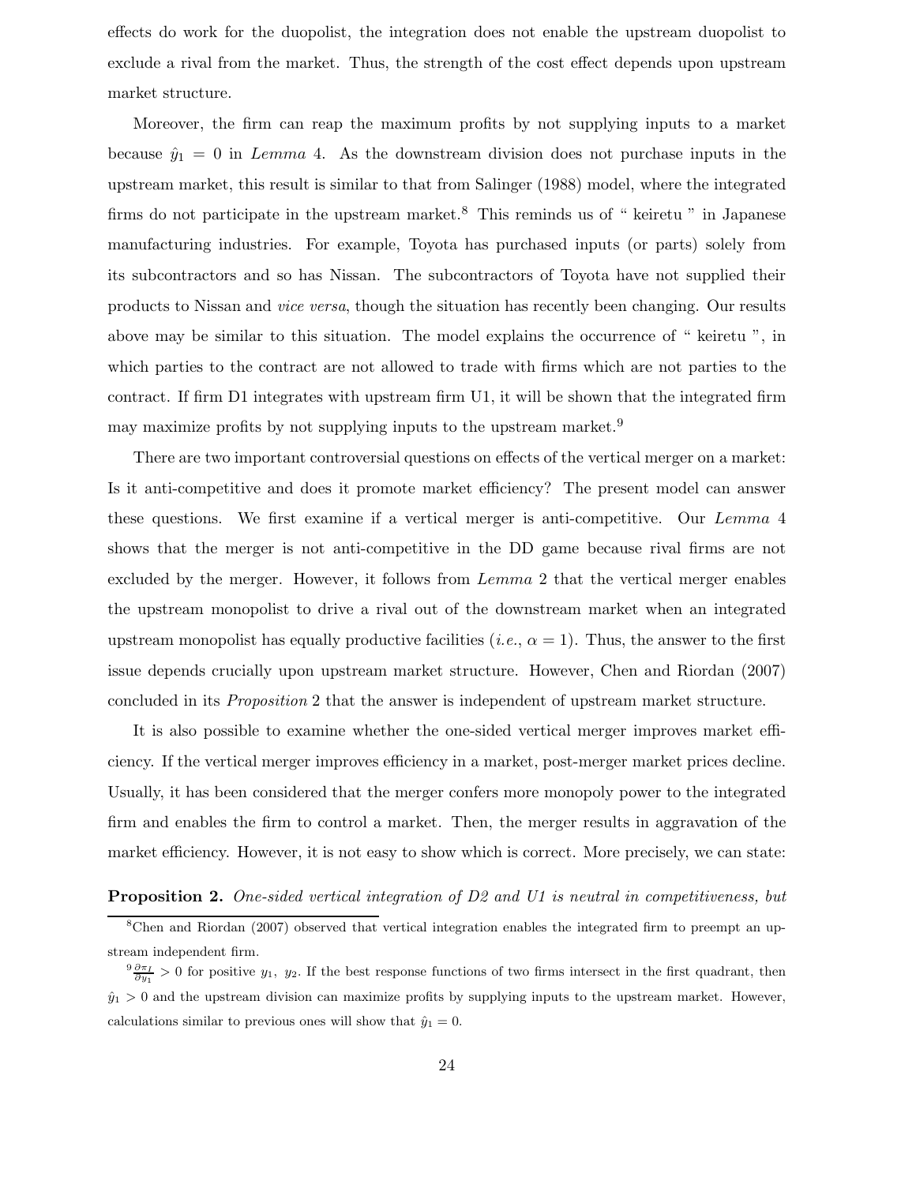effects do work for the duopolist, the integration does not enable the upstream duopolist to exclude a rival from the market. Thus, the strength of the cost effect depends upon upstream market structure.

Moreover, the firm can reap the maximum profits by not supplying inputs to a market because $\hat{y}_1 = 0$ in *Lemma* 4. As the downstream division does not purchase inputs in the upstream market, this result is similar to that from Salinger (1988) model, where the integrated firms do not participate in the upstream market.[8] This reminds us of " keiretu " in Japanese manufacturing industries. For example, Toyota has purchased inputs (or parts) solely from its subcontractors and so has Nissan. The subcontractors of Toyota have not supplied their products to Nissan and *vice versa*, though the situation has recently been changing. Our results above may be similar to this situation. The model explains the occurrence of " keiretu ", in which parties to the contract are not allowed to trade with firms which are not parties to the contract. If firm D1 integrates with upstream firm U1, it will be shown that the integrated firm may maximize profits by not supplying inputs to the upstream market.[9]

There are two important controversial questions on effects of the vertical merger on a market: Is it anti-competitive and does it promote market efficiency? The present model can answer these questions. We first examine if a vertical merger is anti-competitive. Our *Lemma* 4 shows that the merger is not anti-competitive in the DD game because rival firms are not excluded by the merger. However, it follows from *Lemma* 2 that the vertical merger enables the upstream monopolist to drive a rival out of the downstream market when an integrated upstream monopolist has equally productive facilities (*i.e.*, $\alpha = 1$). Thus, the answer to the first issue depends crucially upon upstream market structure. However, Chen and Riordan (2007) concluded in its *Proposition* 2 that the answer is independent of upstream market structure.

It is also possible to examine whether the one-sided vertical merger improves market efficiency. If the vertical merger improves efficiency in a market, post-merger market prices decline. Usually, it has been considered that the merger confers more monopoly power to the integrated firm and enables the firm to control a market. Then, the merger results in aggravation of the market efficiency. However, it is not easy to show which is correct. More precisely, we can state:

**Proposition 2.** *One-sided vertical integration of D2 and U1 is neutral in competitiveness, but*

[8] Chen and Riordan (2007) observed that vertical integration enables the integrated firm to preempt an upstream independent firm.

[9] $\frac{\partial \pi_I}{\partial y_1} > 0$ for positive $y_1,\ y_2$. If the best response functions of two firms intersect in the first quadrant, then $\hat{y}_1 > 0$ and the upstream division can maximize profits by supplying inputs to the upstream market. However, calculations similar to previous ones will show that $\hat{y}_1 = 0$.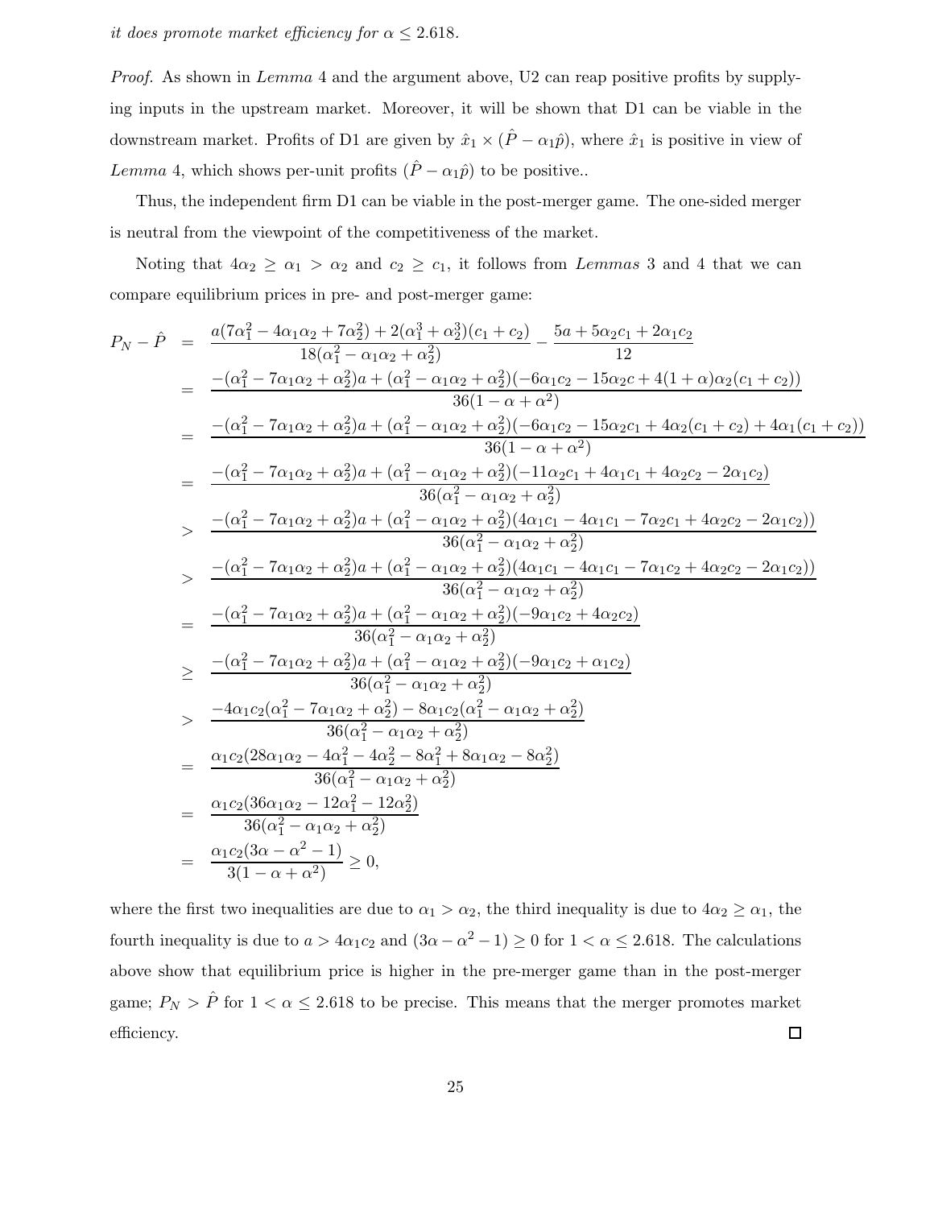*it does promote market efficiency for $\alpha \leq 2.618$.*

*Proof.* As shown in *Lemma* 4 and the argument above, U2 can reap positive profits by supplying inputs in the upstream market. Moreover, it will be shown that D1 can be viable in the downstream market. Profits of D1 are given by $\hat{x}_1 \times (\hat{P} - \alpha_1 \hat{p})$, where $\hat{x}_1$ is positive in view of *Lemma* 4, which shows per-unit profits $(\hat{P} - \alpha_1 \hat{p})$ to be positive..

Thus, the independent firm D1 can be viable in the post-merger game. The one-sided merger is neutral from the viewpoint of the competitiveness of the market.

Noting that $4\alpha_2 \geq \alpha_1 > \alpha_2$ and $c_2 \geq c_1$, it follows from *Lemmas* 3 and 4 that we can compare equilibrium prices in pre- and post-merger game:

$$
\begin{aligned}
P_N - \hat{P} &= \frac{a(7\alpha_1^2 - 4\alpha_1\alpha_2 + 7\alpha_2^2) + 2(\alpha_1^3 + \alpha_2^3)(c_1 + c_2)}{18(\alpha_1^2 - \alpha_1\alpha_2 + \alpha_2^2)} - \frac{5a + 5\alpha_2 c_1 + 2\alpha_1 c_2}{12} \\
&= \frac{-(\alpha_1^2 - 7\alpha_1\alpha_2 + \alpha_2^2)a + (\alpha_1^2 - \alpha_1\alpha_2 + \alpha_2^2)(-6\alpha_1 c_2 - 15\alpha_2 c + 4(1+\alpha)\alpha_2(c_1 + c_2))}{36(1 - \alpha + \alpha^2)} \\
&= \frac{-(\alpha_1^2 - 7\alpha_1\alpha_2 + \alpha_2^2)a + (\alpha_1^2 - \alpha_1\alpha_2 + \alpha_2^2)(-6\alpha_1 c_2 - 15\alpha_2 c_1 + 4\alpha_2(c_1 + c_2) + 4\alpha_1(c_1 + c_2))}{36(1 - \alpha + \alpha^2)} \\
&= \frac{-(\alpha_1^2 - 7\alpha_1\alpha_2 + \alpha_2^2)a + (\alpha_1^2 - \alpha_1\alpha_2 + \alpha_2^2)(-11\alpha_2 c_1 + 4\alpha_1 c_1 + 4\alpha_2 c_2 - 2\alpha_1 c_2)}{36(\alpha_1^2 - \alpha_1\alpha_2 + \alpha_2^2)} \\
&> \frac{-(\alpha_1^2 - 7\alpha_1\alpha_2 + \alpha_2^2)a + (\alpha_1^2 - \alpha_1\alpha_2 + \alpha_2^2)(4\alpha_1 c_1 - 4\alpha_1 c_1 - 7\alpha_2 c_1 + 4\alpha_2 c_2 - 2\alpha_1 c_2))}{36(\alpha_1^2 - \alpha_1\alpha_2 + \alpha_2^2)} \\
&> \frac{-(\alpha_1^2 - 7\alpha_1\alpha_2 + \alpha_2^2)a + (\alpha_1^2 - \alpha_1\alpha_2 + \alpha_2^2)(4\alpha_1 c_1 - 4\alpha_1 c_1 - 7\alpha_1 c_2 + 4\alpha_2 c_2 - 2\alpha_1 c_2))}{36(\alpha_1^2 - \alpha_1\alpha_2 + \alpha_2^2)} \\
&= \frac{-(\alpha_1^2 - 7\alpha_1\alpha_2 + \alpha_2^2)a + (\alpha_1^2 - \alpha_1\alpha_2 + \alpha_2^2)(-9\alpha_1 c_2 + 4\alpha_2 c_2)}{36(\alpha_1^2 - \alpha_1\alpha_2 + \alpha_2^2)} \\
&\geq \frac{-(\alpha_1^2 - 7\alpha_1\alpha_2 + \alpha_2^2)a + (\alpha_1^2 - \alpha_1\alpha_2 + \alpha_2^2)(-9\alpha_1 c_2 + \alpha_1 c_2)}{36(\alpha_1^2 - \alpha_1\alpha_2 + \alpha_2^2)} \\
&> \frac{-4\alpha_1 c_2(\alpha_1^2 - 7\alpha_1\alpha_2 + \alpha_2^2) - 8\alpha_1 c_2(\alpha_1^2 - \alpha_1\alpha_2 + \alpha_2^2)}{36(\alpha_1^2 - \alpha_1\alpha_2 + \alpha_2^2)} \\
&= \frac{\alpha_1 c_2(28\alpha_1\alpha_2 - 4\alpha_1^2 - 4\alpha_2^2 - 8\alpha_1^2 + 8\alpha_1\alpha_2 - 8\alpha_2^2)}{36(\alpha_1^2 - \alpha_1\alpha_2 + \alpha_2^2)} \\
&= \frac{\alpha_1 c_2(36\alpha_1\alpha_2 - 12\alpha_1^2 - 12\alpha_2^2)}{36(\alpha_1^2 - \alpha_1\alpha_2 + \alpha_2^2)} \\
&= \frac{\alpha_1 c_2(3\alpha - \alpha^2 - 1)}{3(1 - \alpha + \alpha^2)} \geq 0,
\end{aligned}
$$

where the first two inequalities are due to $\alpha_1 > \alpha_2$, the third inequality is due to $4\alpha_2 \geq \alpha_1$, the fourth inequality is due to $a > 4\alpha_1 c_2$ and $(3\alpha - \alpha^2 - 1) \geq 0$ for $1 < \alpha \leq 2.618$. The calculations above show that equilibrium price is higher in the pre-merger game than in the post-merger game; $P_N > \hat{P}$ for $1 < \alpha \leq 2.618$ to be precise. This means that the merger promotes market efficiency. □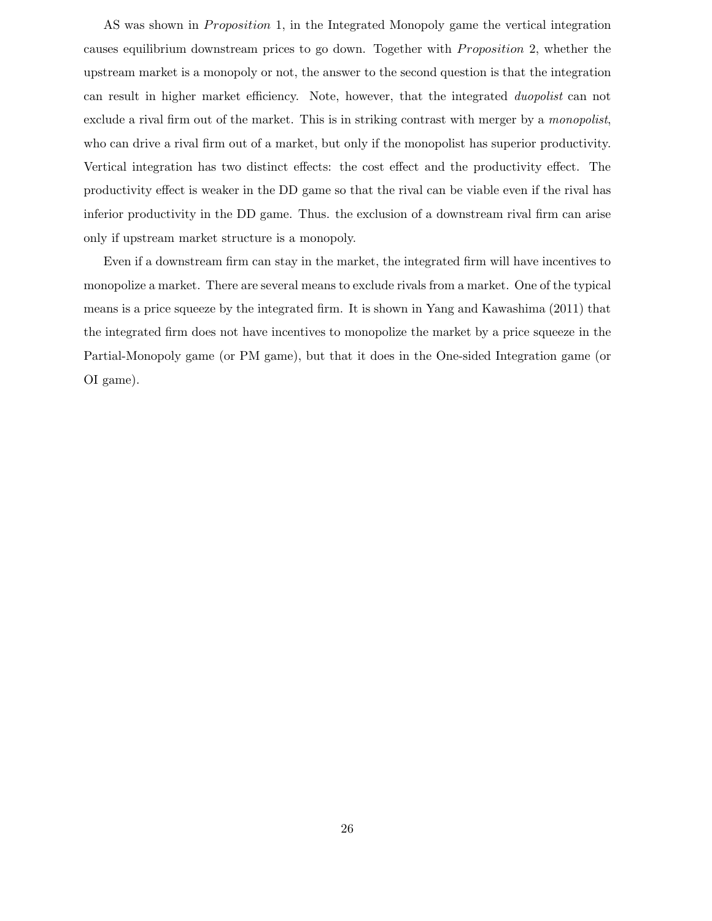AS was shown in *Proposition* 1, in the Integrated Monopoly game the vertical integration causes equilibrium downstream prices to go down. Together with *Proposition* 2, whether the upstream market is a monopoly or not, the answer to the second question is that the integration can result in higher market efficiency. Note, however, that the integrated *duopolist* can not exclude a rival firm out of the market. This is in striking contrast with merger by a *monopolist*, who can drive a rival firm out of a market, but only if the monopolist has superior productivity. Vertical integration has two distinct effects: the cost effect and the productivity effect. The productivity effect is weaker in the DD game so that the rival can be viable even if the rival has inferior productivity in the DD game. Thus. the exclusion of a downstream rival firm can arise only if upstream market structure is a monopoly.

Even if a downstream firm can stay in the market, the integrated firm will have incentives to monopolize a market. There are several means to exclude rivals from a market. One of the typical means is a price squeeze by the integrated firm. It is shown in Yang and Kawashima (2011) that the integrated firm does not have incentives to monopolize the market by a price squeeze in the Partial-Monopoly game (or PM game), but that it does in the One-sided Integration game (or OI game).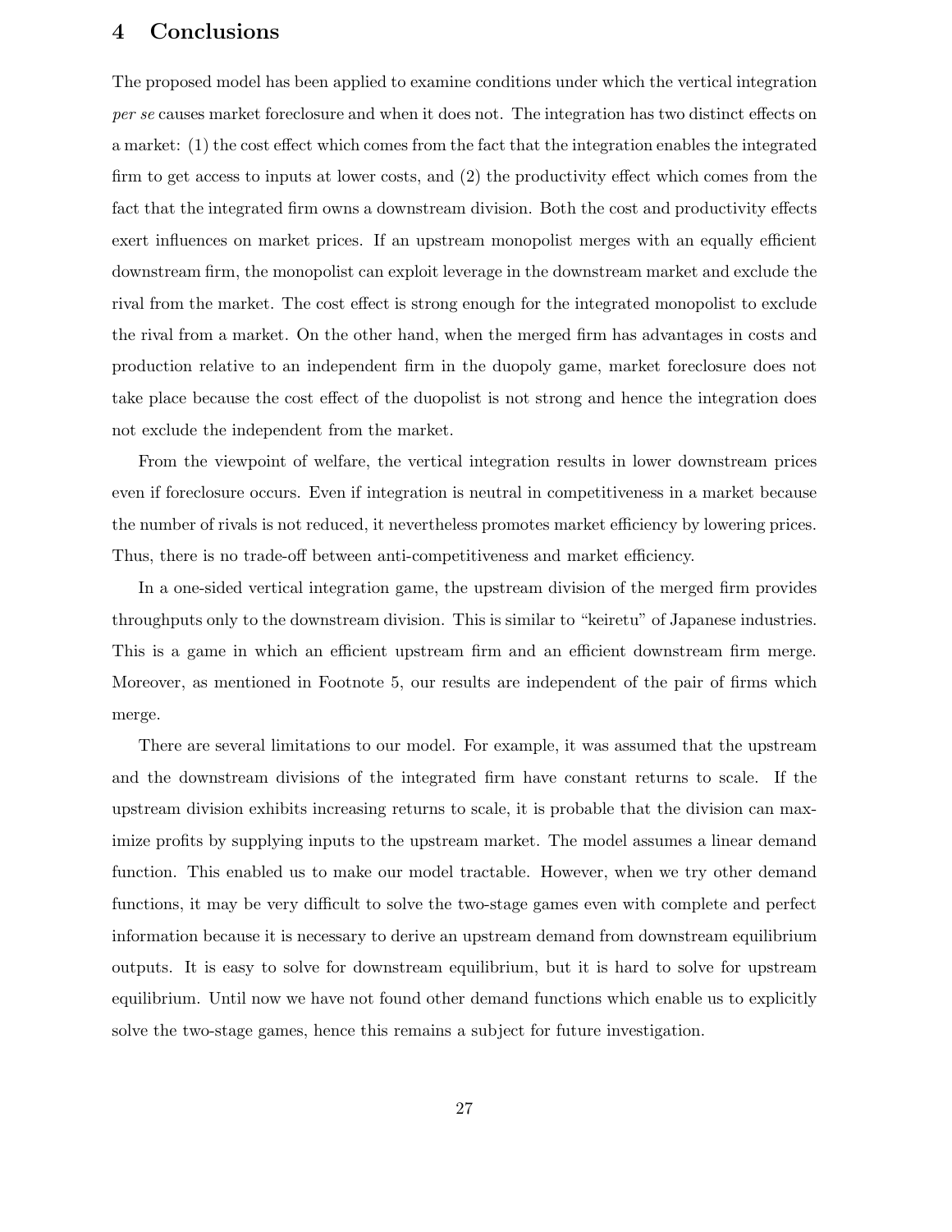# 4 Conclusions

The proposed model has been applied to examine conditions under which the vertical integration *per se* causes market foreclosure and when it does not. The integration has two distinct effects on a market: (1) the cost effect which comes from the fact that the integration enables the integrated firm to get access to inputs at lower costs, and (2) the productivity effect which comes from the fact that the integrated firm owns a downstream division. Both the cost and productivity effects exert influences on market prices. If an upstream monopolist merges with an equally efficient downstream firm, the monopolist can exploit leverage in the downstream market and exclude the rival from the market. The cost effect is strong enough for the integrated monopolist to exclude the rival from a market. On the other hand, when the merged firm has advantages in costs and production relative to an independent firm in the duopoly game, market foreclosure does not take place because the cost effect of the duopolist is not strong and hence the integration does not exclude the independent from the market.

From the viewpoint of welfare, the vertical integration results in lower downstream prices even if foreclosure occurs. Even if integration is neutral in competitiveness in a market because the number of rivals is not reduced, it nevertheless promotes market efficiency by lowering prices. Thus, there is no trade-off between anti-competitiveness and market efficiency.

In a one-sided vertical integration game, the upstream division of the merged firm provides throughputs only to the downstream division. This is similar to "keiretu" of Japanese industries. This is a game in which an efficient upstream firm and an efficient downstream firm merge. Moreover, as mentioned in Footnote 5, our results are independent of the pair of firms which merge.

There are several limitations to our model. For example, it was assumed that the upstream and the downstream divisions of the integrated firm have constant returns to scale. If the upstream division exhibits increasing returns to scale, it is probable that the division can maximize profits by supplying inputs to the upstream market. The model assumes a linear demand function. This enabled us to make our model tractable. However, when we try other demand functions, it may be very difficult to solve the two-stage games even with complete and perfect information because it is necessary to derive an upstream demand from downstream equilibrium outputs. It is easy to solve for downstream equilibrium, but it is hard to solve for upstream equilibrium. Until now we have not found other demand functions which enable us to explicitly solve the two-stage games, hence this remains a subject for future investigation.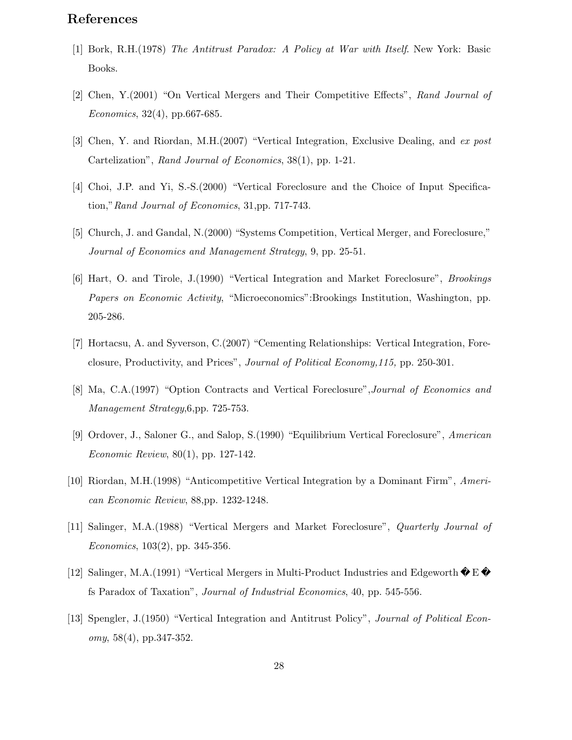## References

[1] Bork, R.H.(1978) *The Antitrust Paradox: A Policy at War with Itself*. New York: Basic Books.

[2] Chen, Y.(2001) "On Vertical Mergers and Their Competitive Effects", *Rand Journal of Economics*, 32(4), pp.667-685.

[3] Chen, Y. and Riordan, M.H.(2007) "Vertical Integration, Exclusive Dealing, and *ex post* Cartelization", *Rand Journal of Economics*, 38(1), pp. 1-21.

[4] Choi, J.P. and Yi, S.-S.(2000) "Vertical Foreclosure and the Choice of Input Specification,"*Rand Journal of Economics*, 31,pp. 717-743.

[5] Church, J. and Gandal, N.(2000) "Systems Competition, Vertical Merger, and Foreclosure," *Journal of Economics and Management Strategy*, 9, pp. 25-51.

[6] Hart, O. and Tirole, J.(1990) "Vertical Integration and Market Foreclosure", *Brookings Papers on Economic Activity*, "Microeconomics":Brookings Institution, Washington, pp. 205-286.

[7] Hortacsu, A. and Syverson, C.(2007) "Cementing Relationships: Vertical Integration, Foreclosure, Productivity, and Prices", *Journal of Political Economy,115,* pp. 250-301.

[8] Ma, C.A.(1997) "Option Contracts and Vertical Foreclosure",*Journal of Economics and Management Strategy*,6,pp. 725-753.

[9] Ordover, J., Saloner G., and Salop, S.(1990) "Equilibrium Vertical Foreclosure", *American Economic Review*, 80(1), pp. 127-142.

[10] Riordan, M.H.(1998) "Anticompetitive Vertical Integration by a Dominant Firm", *American Economic Review*, 88,pp. 1232-1248.

[11] Salinger, M.A.(1988) "Vertical Mergers and Market Foreclosure", *Quarterly Journal of Economics*, 103(2), pp. 345-356.

[12] Salinger, M.A.(1991) "Vertical Mergers in Multi-Product Industries and Edgeworth�E�fs Paradox of Taxation", *Journal of Industrial Economics*, 40, pp. 545-556.

[13] Spengler, J.(1950) "Vertical Integration and Antitrust Policy", *Journal of Political Economy*, 58(4), pp.347-352.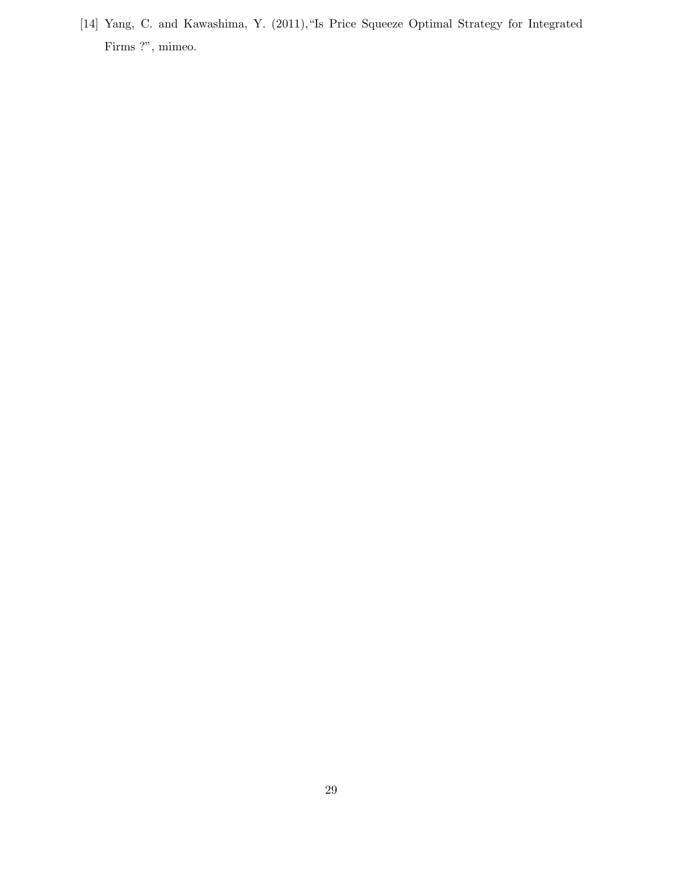[14] Yang, C. and Kawashima, Y. (2011), "Is Price Squeeze Optimal Strategy for Integrated Firms ?", mimeo.